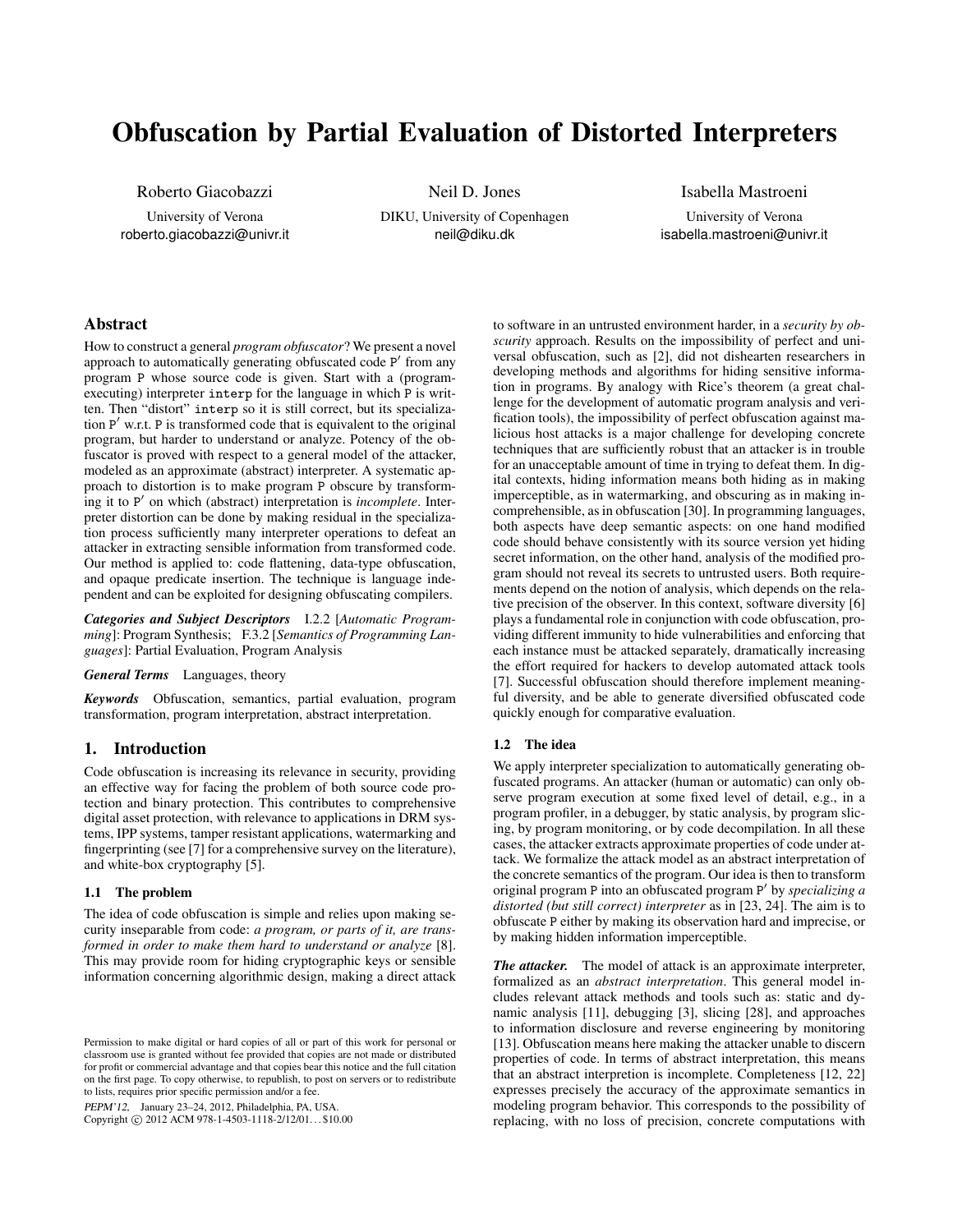# Obfuscation by Partial Evaluation of Distorted Interpreters

Roberto Giacobazzi
University of Verona
roberto.giacobazzi@univr.it

Neil D. Jones
DIKU, University of Copenhagen
neil@diku.dk

Isabella Mastroeni
University of Verona
isabella.mastroeni@univr.it

## Abstract

How to construct a general *program obfuscator*? We present a novel approach to automatically generating obfuscated code P′ from any program P whose source code is given. Start with a (program-executing) interpreter interp for the language in which P is written. Then "distort" interp so it is still correct, but its specialization P′ w.r.t. P is transformed code that is equivalent to the original program, but harder to understand or analyze. Potency of the obfuscator is proved with respect to a general model of the attacker, modeled as an approximate (abstract) interpreter. A systematic approach to distortion is to make program P obscure by transforming it to P′ on which (abstract) interpretation is *incomplete*. Interpreter distortion can be done by making residual in the specialization process sufficiently many interpreter operations to defeat an attacker in extracting sensible information from transformed code. Our method is applied to: code flattening, data-type obfuscation, and opaque predicate insertion. The technique is language independent and can be exploited for designing obfuscating compilers.

***Categories and Subject Descriptors*** I.2.2 [*Automatic Programming*]: Program Synthesis; F.3.2 [*Semantics of Programming Languages*]: Partial Evaluation, Program Analysis

***General Terms*** Languages, theory

***Keywords*** Obfuscation, semantics, partial evaluation, program transformation, program interpretation, abstract interpretation.

## 1. Introduction

Code obfuscation is increasing its relevance in security, providing an effective way for facing the problem of both source code protection and binary protection. This contributes to comprehensive digital asset protection, with relevance to applications in DRM systems, IPP systems, tamper resistant applications, watermarking and fingerprinting (see [7] for a comprehensive survey on the literature), and white-box cryptography [5].

### 1.1 The problem

The idea of code obfuscation is simple and relies upon making security inseparable from code: *a program, or parts of it, are transformed in order to make them hard to understand or analyze* [8]. This may provide room for hiding cryptographic keys or sensible information concerning algorithmic design, making a direct attack to software in an untrusted environment harder, in a *security by obscurity* approach. Results on the impossibility of perfect and universal obfuscation, such as [2], did not dishearten researchers in developing methods and algorithms for hiding sensitive information in programs. By analogy with Rice's theorem (a great challenge for the development of automatic program analysis and verification tools), the impossibility of perfect obfuscation against malicious host attacks is a major challenge for developing concrete techniques that are sufficiently robust that an attacker is in trouble for an unacceptable amount of time in trying to defeat them. In digital contexts, hiding information means both hiding as in making imperceptible, as in watermarking, and obscuring as in making incomprehensible, as in obfuscation [30]. In programming languages, both aspects have deep semantic aspects: on one hand modified code should behave consistently with its source version yet hiding secret information, on the other hand, analysis of the modified program should not reveal its secrets to untrusted users. Both requirements depend on the notion of analysis, which depends on the relative precision of the observer. In this context, software diversity [6] plays a fundamental role in conjunction with code obfuscation, providing different immunity to hide vulnerabilities and enforcing that each instance must be attacked separately, dramatically increasing the effort required for hackers to develop automated attack tools [7]. Successful obfuscation should therefore implement meaningful diversity, and be able to generate diversified obfuscated code quickly enough for comparative evaluation.

### 1.2 The idea

We apply interpreter specialization to automatically generating obfuscated programs. An attacker (human or automatic) can only observe program execution at some fixed level of detail, e.g., in a program profiler, in a debugger, by static analysis, by program slicing, by program monitoring, or by code decompilation. In all these cases, the attacker extracts approximate properties of code under attack. We formalize the attack model as an abstract interpretation of the concrete semantics of the program. Our idea is then to transform original program P into an obfuscated program P′ by *specializing a distorted (but still correct) interpreter* as in [23, 24]. The aim is to obfuscate P either by making its observation hard and imprecise, or by making hidden information imperceptible.

***The attacker.*** The model of attack is an approximate interpreter, formalized as an *abstract interpretation*. This general model includes relevant attack methods and tools such as: static and dynamic analysis [11], debugging [3], slicing [28], and approaches to information disclosure and reverse engineering by monitoring [13]. Obfuscation means here making the attacker unable to discern properties of code. In terms of abstract interpretation, this means that an abstract interpretion is incomplete. Completeness [12, 22] expresses precisely the accuracy of the approximate semantics in modeling program behavior. This corresponds to the possibility of replacing, with no loss of precision, concrete computations with

Permission to make digital or hard copies of all or part of this work for personal or classroom use is granted without fee provided that copies are not made or distributed for profit or commercial advantage and that copies bear this notice and the full citation on the first page. To copy otherwise, to republish, to post on servers or to redistribute to lists, requires prior specific permission and/or a fee.

*PEPM'12,* January 23–24, 2012, Philadelphia, PA, USA.
Copyright © 2012 ACM 978-1-4503-1118-2/12/01...$10.00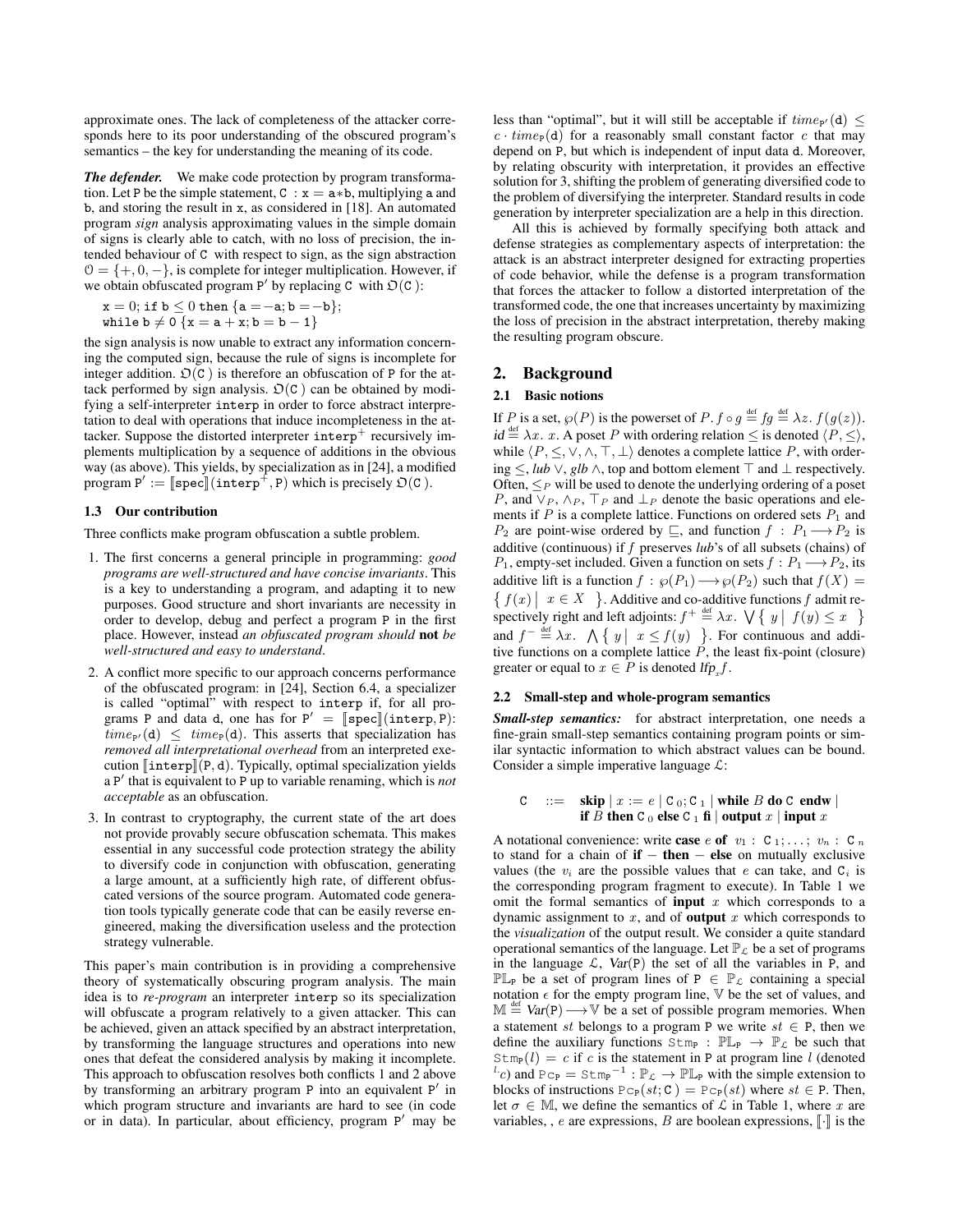approximate ones. The lack of completeness of the attacker corresponds here to its poor understanding of the obscured program's semantics – the key for understanding the meaning of its code.

***The defender.*** We make code protection by program transformation. Let P be the simple statement, C : $x = a*b$, multiplying a and b, and storing the result in x, as considered in [18]. An automated program *sign* analysis approximating values in the simple domain of signs is clearly able to catch, with no loss of precision, the intended behaviour of C with respect to sign, as the sign abstraction $\mathcal{O} = \{+, 0, -\}$, is complete for integer multiplication. However, if we obtain obfuscated program P′ by replacing C with $\mathfrak{O}$(C ):

$$
\begin{array}{l}
x = 0;\ \texttt{if}\ b \leq 0\ \texttt{then}\ \{a = -a; b = -b\};\\
\texttt{while}\ b \neq 0\ \{x = a + x; b = b - 1\}
\end{array}
$$

the sign analysis is now unable to extract any information concerning the computed sign, because the rule of signs is incomplete for integer addition. $\mathfrak{O}$(C ) is therefore an obfuscation of P for the attack performed by sign analysis. $\mathfrak{O}$(C ) can be obtained by modifying a self-interpreter interp in order to force abstract interpretation to deal with operations that induce incompleteness in the attacker. Suppose the distorted interpreter $\texttt{interp}^+$ recursively implements multiplication by a sequence of additions in the obvious way (as above). This yields, by specialization as in [24], a modified program $\texttt{P}' := [\![\texttt{spec}]\!](\texttt{interp}^+, \texttt{P})$ which is precisely $\mathfrak{O}$(C ).

### 1.3 Our contribution

Three conflicts make program obfuscation a subtle problem.

1. The first concerns a general principle in programming: *good programs are well-structured and have concise invariants*. This is a key to understanding a program, and adapting it to new purposes. Good structure and short invariants are necessity in order to develop, debug and perfect a program P in the first place. However, instead *an obfuscated program should* **not** *be well-structured and easy to understand*.
2. A conflict more specific to our approach concerns performance of the obfuscated program: in [24], Section 6.4, a specializer is called "optimal" with respect to interp if, for all programs P and data d, one has for $\texttt{P}' = [\![\texttt{spec}]\!](\texttt{interp}, \texttt{P})$: $time_{\texttt{P}'}(\texttt{d}) \leq time_{\texttt{P}}(\texttt{d})$. This asserts that specialization has *removed all interpretational overhead* from an interpreted execution $[\![\texttt{interp}]\!](\texttt{P}, \texttt{d})$. Typically, optimal specialization yields a P′ that is equivalent to P up to variable renaming, which is *not acceptable* as an obfuscation.
3. In contrast to cryptography, the current state of the art does not provide provably secure obfuscation schemata. This makes essential in any successful code protection strategy the ability to diversify code in conjunction with obfuscation, generating a large amount, at a sufficiently high rate, of different obfuscated versions of the source program. Automated code generation tools typically generate code that can be easily reverse engineered, making the diversification useless and the protection strategy vulnerable.

This paper's main contribution is in providing a comprehensive theory of systematically obscuring program analysis. The main idea is to *re-program* an interpreter interp so its specialization will obfuscate a program relatively to a given attacker. This can be achieved, given an attack specified by an abstract interpretation, by transforming the language structures and operations into new ones that defeat the considered analysis by making it incomplete. This approach to obfuscation resolves both conflicts 1 and 2 above by transforming an arbitrary program P into an equivalent P′ in which program structure and invariants are hard to see (in code or in data). In particular, about efficiency, program P′ may be less than "optimal", but it will still be acceptable if $time_{\texttt{P}'}(\texttt{d}) \leq c \cdot time_{\texttt{P}}(\texttt{d})$ for a reasonably small constant factor $c$ that may depend on P, but which is independent of input data d. Moreover, by relating obscurity with interpretation, it provides an effective solution for 3, shifting the problem of generating diversified code to the problem of diversifying the interpreter. Standard results in code generation by interpreter specialization are a help in this direction.

All this is achieved by formally specifying both attack and defense strategies as complementary aspects of interpretation: the attack is an abstract interpreter designed for extracting properties of code behavior, while the defense is a program transformation that forces the attacker to follow a distorted interpretation of the transformed code, the one that increases uncertainty by maximizing the loss of precision in the abstract interpretation, thereby making the resulting program obscure.

## 2. Background

### 2.1 Basic notions

If $P$ is a set, $\wp(P)$ is the powerset of $P$. $f \circ g \stackrel{\text{def}}{=} fg \stackrel{\text{def}}{=} \lambda z.\ f(g(z))$. $id \stackrel{\text{def}}{=} \lambda x.\ x$. A poset $P$ with ordering relation $\leq$ is denoted $\langle P, \leq \rangle$, while $\langle P, \leq, \vee, \wedge, \top, \bot \rangle$ denotes a complete lattice $P$, with ordering $\leq$, *lub* $\vee$, *glb* $\wedge$, top and bottom element $\top$ and $\bot$ respectively. Often, $\leq_P$ will be used to denote the underlying ordering of a poset $P$, and $\vee_P$, $\wedge_P$, $\top_P$ and $\bot_P$ denote the basic operations and elements if $P$ is a complete lattice. Functions on ordered sets $P_1$ and $P_2$ are point-wise ordered by $\sqsubseteq$, and function $f : P_1 \longrightarrow P_2$ is additive (continuous) if $f$ preserves *lub*'s of all subsets (chains) of $P_1$, empty-set included. Given a function on sets $f : P_1 \longrightarrow P_2$, its additive lift is a function $f : \wp(P_1) \longrightarrow \wp(P_2)$ such that $f(X) = \{ f(x) \mid x \in X \}$. Additive and co-additive functions $f$ admit respectively right and left adjoints: $f^+ \stackrel{\text{def}}{=} \lambda x.\ \bigvee \{ y \mid f(y) \leq x \}$ and $f^- \stackrel{\text{def}}{=} \lambda x.\ \bigwedge \{ y \mid x \leq f(y) \}$. For continuous and additive functions on a complete lattice $P$, the least fix-point (closure) greater or equal to $x \in P$ is denoted $lfp_x f$.

### 2.2 Small-step and whole-program semantics

***Small-step semantics:*** for abstract interpretation, one needs a fine-grain small-step semantics containing program points or similar syntactic information to which abstract values can be bound. Consider a simple imperative language $\mathcal{L}$:

$$
\begin{array}{rcl}
\texttt{C} & ::= & \textbf{skip} \mid x := e \mid \texttt{C}_0; \texttt{C}_1 \mid \textbf{while}\ B\ \textbf{do}\ \texttt{C}\ \textbf{endw} \mid \\
& & \textbf{if}\ B\ \textbf{then}\ \texttt{C}_0\ \textbf{else}\ \texttt{C}_1\ \textbf{fi} \mid \textbf{output}\ x \mid \textbf{input}\ x
\end{array}
$$

A notational convenience: write **case** $e$ **of** $v_1 : \texttt{C}_1; \ldots; v_n : \texttt{C}_n$ to stand for a chain of **if** − **then** − **else** on mutually exclusive values (the $v_i$ are the possible values that $e$ can take, and $\texttt{C}_i$ is the corresponding program fragment to execute). In Table 1 we omit the formal semantics of **input** $x$ which corresponds to a dynamic assignment to $x$, and of **output** $x$ which corresponds to the *visualization* of the output result. We consider a quite standard operational semantics of the language. Let $\mathbb{P}_{\mathcal{L}}$ be a set of programs in the language $\mathcal{L}$, $Var(\texttt{P})$ the set of all the variables in P, and $\mathbb{PL}_{\texttt{P}}$ be a set of program lines of $\texttt{P} \in \mathbb{P}_{\mathcal{L}}$ containing a special notation $\epsilon$ for the empty program line, $\mathbb{V}$ be the set of values, and $\mathbb{M} \stackrel{\text{def}}{=} Var(\texttt{P}) \longrightarrow \mathbb{V}$ be a set of possible program memories. When a statement $st$ belongs to a program P we write $st \in \texttt{P}$, then we define the auxiliary functions $\texttt{Stm}_{\texttt{P}} : \mathbb{PL}_{\texttt{P}} \rightarrow \mathbb{P}_{\mathcal{L}}$ be such that $\texttt{Stm}_{\texttt{P}}(l) = c$ if $c$ is the statement in P at program line $l$ (denoted ${}^{l}c$) and $\texttt{Pc}_{\texttt{P}} = \texttt{Stm}_{\texttt{P}}{}^{-1} : \mathbb{P}_{\mathcal{L}} \rightarrow \mathbb{PL}_{\texttt{P}}$ with the simple extension to blocks of instructions $\texttt{Pc}_{\texttt{P}}(st; \texttt{C}) = \texttt{Pc}_{\texttt{P}}(st)$ where $st \in \texttt{P}$. Then, let $\sigma \in \mathbb{M}$, we define the semantics of $\mathcal{L}$ in Table 1, where $x$ are variables, , $e$ are expressions, $B$ are boolean expressions, $[\![\cdot]\!]$ is the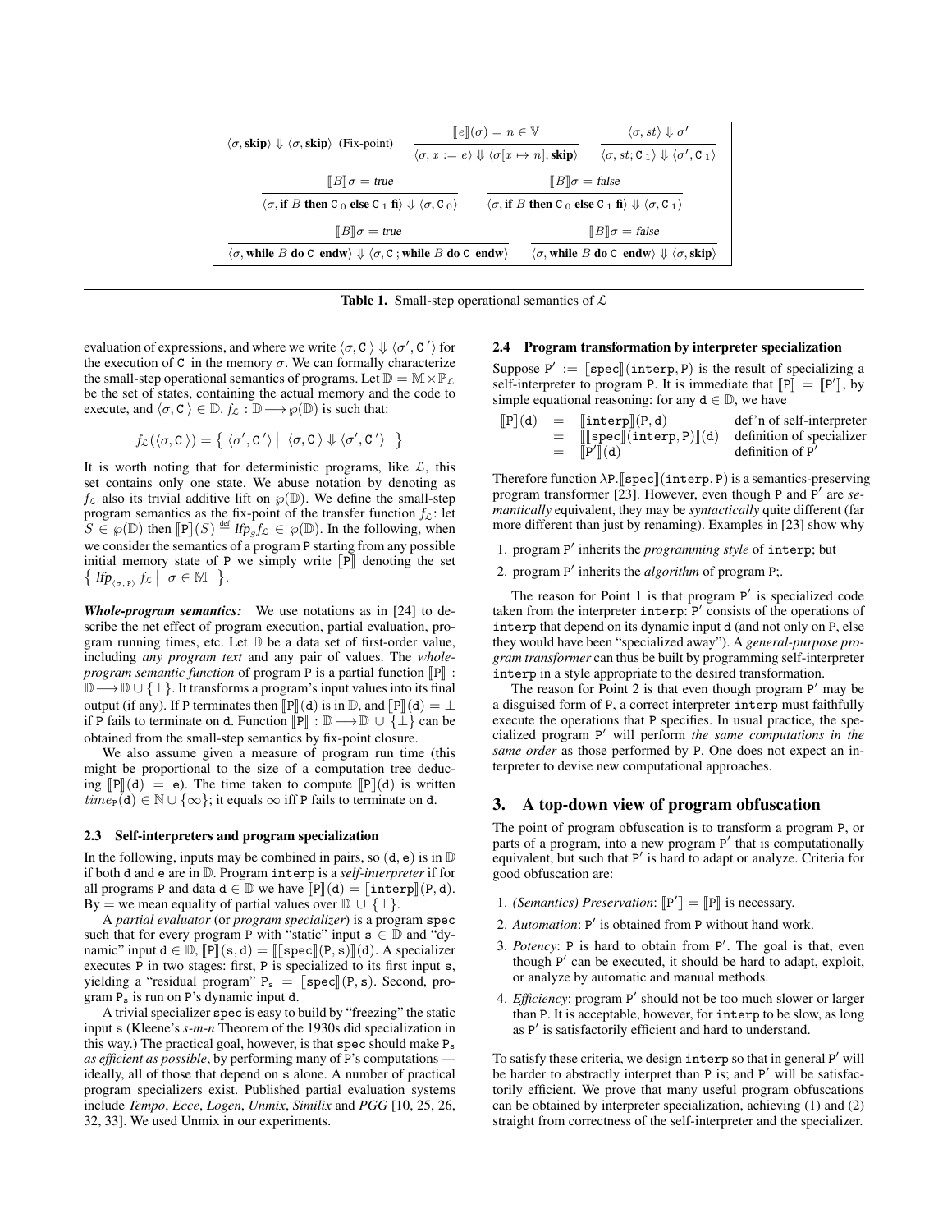$$\langle\sigma, \textbf{skip}\rangle \Downarrow \langle\sigma, \textbf{skip}\rangle \text{ (Fix-point)} \qquad \frac{[\![e]\!](\sigma) = n \in \mathbb{V}}{\langle\sigma, x := e\rangle \Downarrow \langle\sigma[x \mapsto n], \textbf{skip}\rangle} \qquad \frac{\langle\sigma, st\rangle \Downarrow \sigma'}{\langle\sigma, st; \texttt{C}_1\rangle \Downarrow \langle\sigma', \texttt{C}_1\rangle}$$

$$\frac{[\![B]\!]\sigma = true}{\langle\sigma, \textbf{if } B \textbf{ then } \texttt{C}_0 \textbf{ else } \texttt{C}_1 \textbf{ fi}\rangle \Downarrow \langle\sigma, \texttt{C}_0\rangle} \qquad \frac{[\![B]\!]\sigma = false}{\langle\sigma, \textbf{if } B \textbf{ then } \texttt{C}_0 \textbf{ else } \texttt{C}_1 \textbf{ fi}\rangle \Downarrow \langle\sigma, \texttt{C}_1\rangle}$$

$$\frac{[\![B]\!]\sigma = true}{\langle\sigma, \textbf{while } B \textbf{ do } \texttt{C} \textbf{ endw}\rangle \Downarrow \langle\sigma, \texttt{C}\,; \textbf{while } B \textbf{ do } \texttt{C} \textbf{ endw}\rangle} \qquad \frac{[\![B]\!]\sigma = false}{\langle\sigma, \textbf{while } B \textbf{ do } \texttt{C} \textbf{ endw}\rangle \Downarrow \langle\sigma, \textbf{skip}\rangle}$$

**Table 1.** Small-step operational semantics of $\mathcal{L}$

evaluation of expressions, and where we write $\langle\sigma, \texttt{C}\rangle \Downarrow \langle\sigma', \texttt{C}'\rangle$ for the execution of C in the memory $\sigma$. We can formally characterize the small-step operational semantics of programs. Let $\mathbb{D} = \mathbb{M} \times \mathbb{P}_{\mathcal{L}}$ be the set of states, containing the actual memory and the code to execute, and $\langle\sigma, \texttt{C}\rangle \in \mathbb{D}$. $f_{\mathcal{L}} : \mathbb{D} \longrightarrow \wp(\mathbb{D})$ is such that:

$$f_{\mathcal{L}}(\langle\sigma, \texttt{C}\rangle) = \left\{ \langle\sigma', \texttt{C}'\rangle \;\middle|\; \langle\sigma, \texttt{C}\rangle \Downarrow \langle\sigma', \texttt{C}'\rangle \right\}$$

It is worth noting that for deterministic programs, like $\mathcal{L}$, this set contains only one state. We abuse notation by denoting as $f_{\mathcal{L}}$ also its trivial additive lift on $\wp(\mathbb{D})$. We define the small-step program semantics as the fix-point of the transfer function $f_{\mathcal{L}}$: let $S \in \wp(\mathbb{D})$ then $[\![\texttt{P}]\!](S) \stackrel{\text{def}}{=} \mathit{lfp}_S f_{\mathcal{L}} \in \wp(\mathbb{D})$. In the following, when we consider the semantics of a program P starting from any possible initial memory state of P we simply write $[\![\texttt{P}]\!]$ denoting the set $\left\{ \mathit{lfp}_{\langle\sigma, \texttt{P}\rangle} f_{\mathcal{L}} \;\middle|\; \sigma \in \mathbb{M} \right\}$.

***Whole-program semantics:*** We use notations as in [24] to describe the net effect of program execution, partial evaluation, program running times, etc. Let $\mathbb{D}$ be a data set of first-order value, including *any program text* and any pair of values. The *whole-program semantic function* of program P is a partial function $[\![\texttt{P}]\!] : \mathbb{D} \longrightarrow \mathbb{D} \cup \{\bot\}$. It transforms a program's input values into its final output (if any). If P terminates then $[\![\texttt{P}]\!](\texttt{d})$ is in $\mathbb{D}$, and $[\![\texttt{P}]\!](\texttt{d}) = \bot$ if P fails to terminate on d. Function $[\![\texttt{P}]\!] : \mathbb{D} \longrightarrow \mathbb{D} \cup \{\bot\}$ can be obtained from the small-step semantics by fix-point closure.

We also assume given a measure of program run time (this might be proportional to the size of a computation tree deducing $[\![\texttt{P}]\!](\texttt{d}) = \texttt{e}$). The time taken to compute $[\![\texttt{P}]\!](\texttt{d})$ is written $time_{\texttt{P}}(\texttt{d}) \in \mathbb{N} \cup \{\infty\}$; it equals $\infty$ iff P fails to terminate on d.

### 2.3 Self-interpreters and program specialization

In the following, inputs may be combined in pairs, so $(\texttt{d}, \texttt{e})$ is in $\mathbb{D}$ if both d and e are in $\mathbb{D}$. Program `interp` is a *self-interpreter* if for all programs P and data $\texttt{d} \in \mathbb{D}$ we have $[\![\texttt{P}]\!](\texttt{d}) = [\![\texttt{interp}]\!](\texttt{P}, \texttt{d})$. By $=$ we mean equality of partial values over $\mathbb{D} \cup \{\bot\}$.

A *partial evaluator* (or *program specializer*) is a program `spec` such that for every program P with "static" input $\texttt{s} \in \mathbb{D}$ and "dynamic" input $\texttt{d} \in \mathbb{D}$, $[\![\texttt{P}]\!](\texttt{s}, \texttt{d}) = [\![[\![\texttt{spec}]\!](\texttt{P}, \texttt{s})]\!](\texttt{d})$. A specializer executes P in two stages: first, P is specialized to its first input s, yielding a "residual program" $\texttt{P}_\texttt{s} = [\![\texttt{spec}]\!](\texttt{P}, \texttt{s})$. Second, program $\texttt{P}_\texttt{s}$ is run on P's dynamic input d.

A trivial specializer `spec` is easy to build by "freezing" the static input s (Kleene's *s-m-n* Theorem of the 1930s did specialization in this way.) The practical goal, however, is that `spec` should make $\texttt{P}_\texttt{s}$ *as efficient as possible*, by performing many of P's computations — ideally, all of those that depend on s alone. A number of practical program specializers exist. Published partial evaluation systems include *Tempo*, *Ecce*, *Logen*, *Unmix*, *Similix* and *PGG* [10, 25, 26, 32, 33]. We used Unmix in our experiments.

### 2.4 Program transformation by interpreter specialization

Suppose $\texttt{P}' := [\![\texttt{spec}]\!](\texttt{interp}, \texttt{P})$ is the result of specializing a self-interpreter to program P. It is immediate that $[\![\texttt{P}]\!] = [\![\texttt{P}']\!]$, by simple equational reasoning: for any $\texttt{d} \in \mathbb{D}$, we have

$$\begin{array}{rcll} [\![\texttt{P}]\!](\texttt{d}) & = & [\![\texttt{interp}]\!](\texttt{P}, \texttt{d}) & \text{def'n of self-interpreter} \\ & = & [\![[\![\texttt{spec}]\!](\texttt{interp}, \texttt{P})]\!](\texttt{d}) & \text{definition of specializer} \\ & = & [\![\texttt{P}']\!](\texttt{d}) & \text{definition of } \texttt{P}' \end{array}$$

Therefore function $\lambda\texttt{P}.[\![\texttt{spec}]\!](\texttt{interp}, \texttt{P})$ is a semantics-preserving program transformer [23]. However, even though P and P′ are *semantically* equivalent, they may be *syntactically* quite different (far more different than just by renaming). Examples in [23] show why

1. program P′ inherits the *programming style* of `interp`; but
2. program P′ inherits the *algorithm* of program P;.

The reason for Point 1 is that program P′ is specialized code taken from the interpreter `interp`: P′ consists of the operations of `interp` that depend on its dynamic input d (and not only on P, else they would have been "specialized away"). A *general-purpose program transformer* can thus be built by programming self-interpreter `interp` in a style appropriate to the desired transformation.

The reason for Point 2 is that even though program P′ may be a disguised form of P, a correct interpreter `interp` must faithfully execute the operations that P specifies. In usual practice, the specialized program P′ will perform *the same computations in the same order* as those performed by P. One does not expect an interpreter to devise new computational approaches.

## 3. A top-down view of program obfuscation

The point of program obfuscation is to transform a program P, or parts of a program, into a new program P′ that is computationally equivalent, but such that P′ is hard to adapt or analyze. Criteria for good obfuscation are:

1. *(Semantics) Preservation*: $[\![\texttt{P}']\!] = [\![\texttt{P}]\!]$ is necessary.
2. *Automation*: P′ is obtained from P without hand work.
3. *Potency*: P is hard to obtain from P′. The goal is that, even though P′ can be executed, it should be hard to adapt, exploit, or analyze by automatic and manual methods.
4. *Efficiency*: program P′ should not be too much slower or larger than P. It is acceptable, however, for `interp` to be slow, as long as P′ is satisfactorily efficient and hard to understand.

To satisfy these criteria, we design `interp` so that in general P′ will be harder to abstractly interpret than P is; and P′ will be satisfactorily efficient. We prove that many useful program obfuscations can be obtained by interpreter specialization, achieving (1) and (2) straight from correctness of the self-interpreter and the specializer.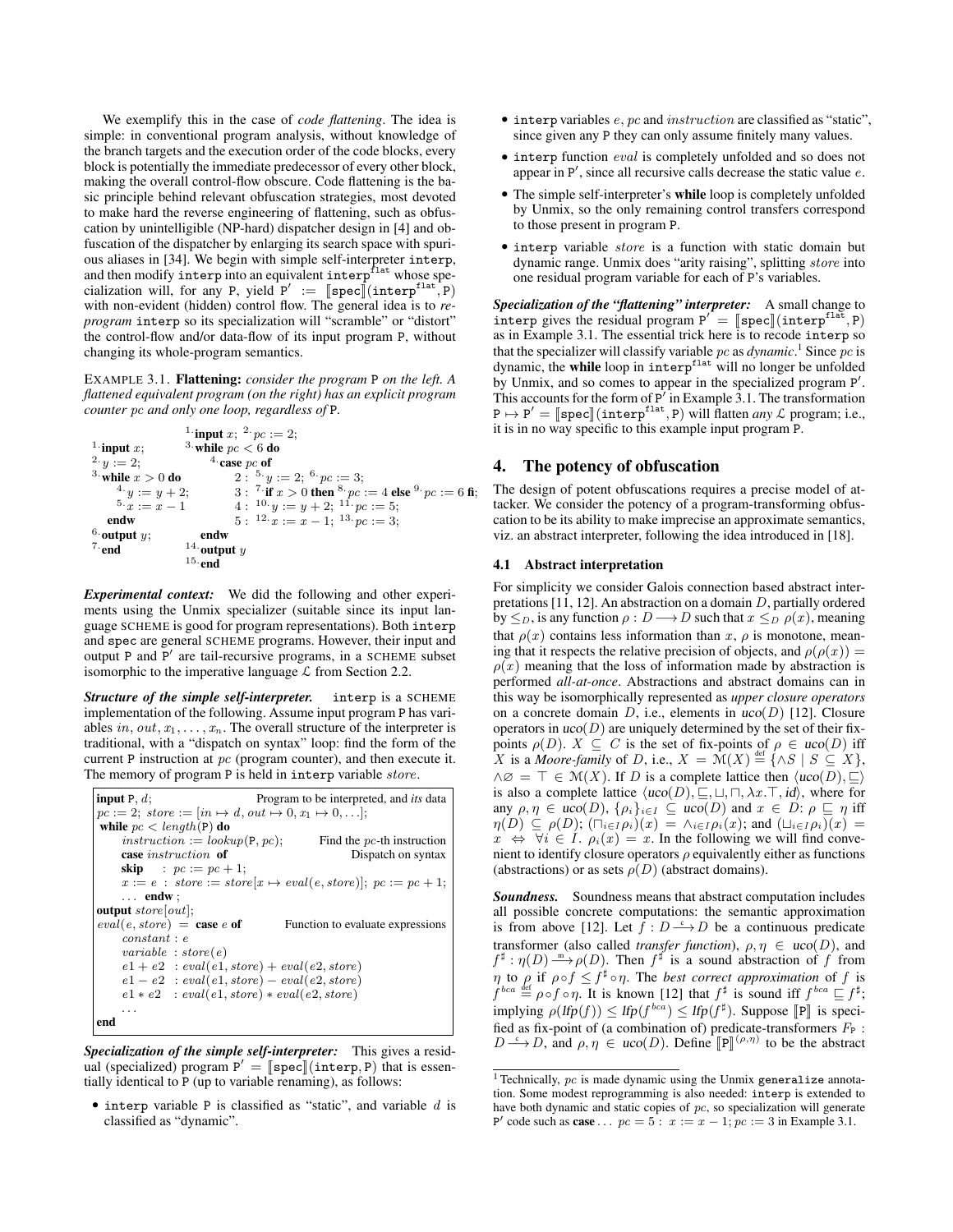We exemplify this in the case of *code flattening*. The idea is simple: in conventional program analysis, without knowledge of the branch targets and the execution order of the code blocks, every block is potentially the immediate predecessor of every other block, making the overall control-flow obscure. Code flattening is the basic principle behind relevant obfuscation strategies, most devoted to make hard the reverse engineering of flattening, such as obfuscation by unintelligible (NP-hard) dispatcher design in [4] and obfuscation of the dispatcher by enlarging its search space with spurious aliases in [34]. We begin with simple self-interpreter `interp`, and then modify `interp` into an equivalent $\texttt{interp}^{\texttt{flat}}$ whose specialization will, for any P, yield $\texttt{P}' := [\![\texttt{spec}]\!](\texttt{interp}^{\texttt{flat}}, \texttt{P})$ with non-evident (hidden) control flow. The general idea is to *reprogram* `interp` so its specialization will "scramble" or "distort" the control-flow and/or data-flow of its input program P, without changing its whole-program semantics.

EXAMPLE 3.1. **Flattening:** *consider the program* P *on the left. A flattened equivalent program (on the right) has an explicit program counter pc and only one loop, regardless of* P*.*

```
                         1.input x; 2.pc := 2;
1.input x;               3.while pc < 6 do
2.y := 2;                    4.case pc of
3.while x > 0 do               2 : 5.y := 2; 6.pc := 3;
    4.y := y + 2;              3 : 7.if x > 0 then 8.pc := 4 else 9.pc := 6 fi;
    5.x := x − 1               4 : 10.y := y + 2; 11.pc := 5;
  endw                         5 : 12.x := x − 1; 13.pc := 3;
6.output y;                  endw
7.end                    14.output y
                         15.end
```

***Experimental context:*** We did the following and other experiments using the Unmix specializer (suitable since its input language SCHEME is good for program representations). Both `interp` and `spec` are general SCHEME programs. However, their input and output P and P′ are tail-recursive programs, in a SCHEME subset isomorphic to the imperative language $\mathcal{L}$ from Section 2.2.

***Structure of the simple self-interpreter.*** `interp` is a SCHEME implementation of the following. Assume input program P has variables $in, out, x_1, \ldots, x_n$. The overall structure of the interpreter is traditional, with a "dispatch on syntax" loop: find the form of the current P instruction at $pc$ (program counter), and then execute it. The memory of program P is held in `interp` variable $store$.

```
input P, d;                          Program to be interpreted, and its data
pc := 2; store := [in ↦ d, out ↦ 0, x1 ↦ 0, ...];
while pc < length(P) do
    instruction := lookup(P, pc);        Find the pc-th instruction
    case instruction of                  Dispatch on syntax
    skip   : pc := pc + 1;
    x := e : store := store[x ↦ eval(e, store)]; pc := pc + 1;
    ... endw ;
output store[out];
eval(e, store) = case e of           Function to evaluate expressions
    constant : e
    variable : store(e)
    e1 + e2  : eval(e1, store) + eval(e2, store)
    e1 − e2  : eval(e1, store) − eval(e2, store)
    e1 * e2  : eval(e1, store) * eval(e2, store)
    ...
end
```

***Specialization of the simple self-interpreter:*** This gives a residual (specialized) program $\texttt{P}' = [\![\texttt{spec}]\!](\texttt{interp}, \texttt{P})$ that is essentially identical to P (up to variable renaming), as follows:

- `interp` variable P is classified as "static", and variable $d$ is classified as "dynamic".
- `interp` variables $e$, $pc$ and $instruction$ are classified as "static", since given any P they can only assume finitely many values.
- `interp` function $eval$ is completely unfolded and so does not appear in P′, since all recursive calls decrease the static value $e$.
- The simple self-interpreter's **while** loop is completely unfolded by Unmix, so the only remaining control transfers correspond to those present in program P.
- `interp` variable $store$ is a function with static domain but dynamic range. Unmix does "arity raising", splitting $store$ into one residual program variable for each of P's variables.

***Specialization of the "flattening" interpreter:*** A small change to `interp` gives the residual program $\texttt{P}' = [\![\texttt{spec}]\!](\texttt{interp}^{\texttt{flat}}, \texttt{P})$ as in Example 3.1. The essential trick here is to recode `interp` so that the specializer will classify variable $pc$ as *dynamic*.[1] Since $pc$ is dynamic, the **while** loop in $\texttt{interp}^{\texttt{flat}}$ will no longer be unfolded by Unmix, and so comes to appear in the specialized program P′. This accounts for the form of P′ in Example 3.1. The transformation $\texttt{P} \mapsto \texttt{P}' = [\![\texttt{spec}]\!](\texttt{interp}^{\texttt{flat}}, \texttt{P})$ will flatten *any* $\mathcal{L}$ program; i.e., it is in no way specific to this example input program P.

## 4. The potency of obfuscation

The design of potent obfuscations requires a precise model of attacker. We consider the potency of a program-transforming obfuscation to be its ability to make imprecise an approximate semantics, viz. an abstract interpreter, following the idea introduced in [18].

### 4.1 Abstract interpretation

For simplicity we consider Galois connection based abstract interpretations [11, 12]. An abstraction on a domain $D$, partially ordered by $\leq_D$, is any function $\rho : D \longrightarrow D$ such that $x \leq_D \rho(x)$, meaning that $\rho(x)$ contains less information than $x$, $\rho$ is monotone, meaning that it respects the relative precision of objects, and $\rho(\rho(x)) = \rho(x)$ meaning that the loss of information made by abstraction is performed *all-at-once*. Abstractions and abstract domains can in this way be isomorphically represented as *upper closure operators* on a concrete domain $D$, i.e., elements in $uco(D)$ [12]. Closure operators in $uco(D)$ are uniquely determined by the set of their fix-points $\rho(D)$. $X \subseteq C$ is the set of fix-points of $\rho \in uco(D)$ iff $X$ is a *Moore-family* of $D$, i.e., $X = \mathcal{M}(X) \stackrel{\text{def}}{=} \{\wedge S \mid S \subseteq X\}$, $\wedge\varnothing = \top \in \mathcal{M}(X)$. If $D$ is a complete lattice then $\langle uco(D), \sqsubseteq\rangle$ is also a complete lattice $\langle uco(D), \sqsubseteq, \sqcup, \sqcap, \lambda x.\top, id\rangle$, where for any $\rho, \eta \in uco(D)$, $\{\rho_i\}_{i\in I} \subseteq uco(D)$ and $x \in D$: $\rho \sqsubseteq \eta$ iff $\eta(D) \subseteq \rho(D)$; $(\sqcap_{i\in I}\rho_i)(x) = \wedge_{i\in I}\rho_i(x)$; and $(\sqcup_{i\in I}\rho_i)(x) = x \Leftrightarrow \forall i \in I.\ \rho_i(x) = x$. In the following we will find convenient to identify closure operators $\rho$ equivalently either as functions (abstractions) or as sets $\rho(D)$ (abstract domains).

***Soundness.*** Soundness means that abstract computation includes all possible concrete computations: the semantic approximation is from above [12]. Let $f : D \xrightarrow{c} D$ be a continuous predicate transformer (also called *transfer function*), $\rho, \eta \in uco(D)$, and $f^\sharp : \eta(D) \xrightarrow{m} \rho(D)$. Then $f^\sharp$ is a sound abstraction of $f$ from $\eta$ to $\rho$ if $\rho \circ f \leq f^\sharp \circ \eta$. The *best correct approximation* of $f$ is $f^{bca} \stackrel{\text{def}}{=} \rho \circ f \circ \eta$. It is known [12] that $f^\sharp$ is sound iff $f^{bca} \sqsubseteq f^\sharp$; implying $\rho(\mathit{lfp}(f)) \leq \mathit{lfp}(f^{bca}) \leq \mathit{lfp}(f^\sharp)$. Suppose $[\![\texttt{P}]\!]$ is specified as fix-point of (a combination of) predicate-transformers $F_\texttt{P} : D \xrightarrow{c} D$, and $\rho, \eta \in uco(D)$. Define $[\![\texttt{P}]\!]^{\langle\rho,\eta\rangle}$ to be the abstract

[1] Technically, $pc$ is made dynamic using the Unmix `generalize` annotation. Some modest reprogramming is also needed: `interp` is extended to have both dynamic and static copies of $pc$, so specialization will generate P′ code such as **case** ... $pc = 5$ : $x := x - 1$; $pc := 3$ in Example 3.1.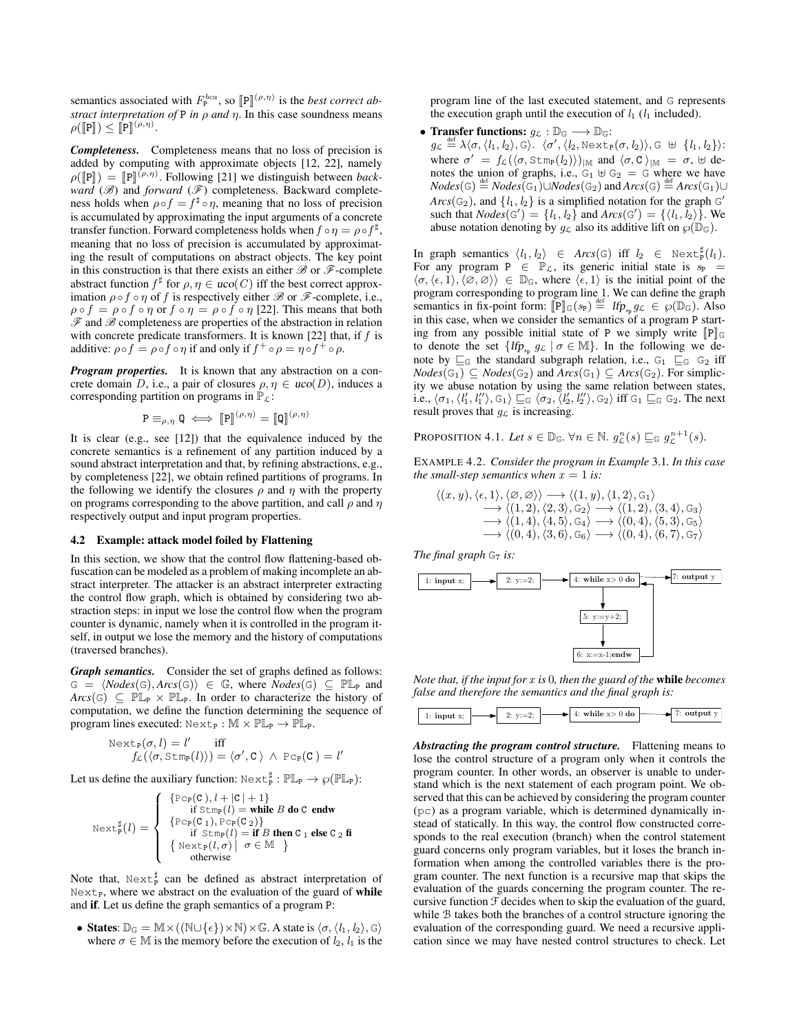semantics associated with $F_{\mathtt{P}}^{bca}$, so $[\![\mathtt{P}]\!]^{(\rho,\eta)}$ is the *best correct abstract interpretation of* P *in* $\rho$ *and* $\eta$. In this case soundness means $\rho([\![\mathtt{P}]\!]) \leq [\![\mathtt{P}]\!]^{(\rho,\eta)}$.

***Completeness.*** Completeness means that no loss of precision is added by computing with approximate objects [12, 22], namely $\rho([\![\mathtt{P}]\!]) = [\![\mathtt{P}]\!]^{(\rho,\eta)}$. Following [21] we distinguish between *backward* ($\mathscr{B}$) and *forward* ($\mathscr{F}$) completeness. Backward completeness holds when $\rho \circ f = f^\sharp \circ \eta$, meaning that no loss of precision is accumulated by approximating the input arguments of a concrete transfer function. Forward completeness holds when $f \circ \eta = \rho \circ f^\sharp$, meaning that no loss of precision is accumulated by approximating the result of computations on abstract objects. The key point in this construction is that there exists an either $\mathscr{B}$ or $\mathscr{F}$-complete abstract function $f^\sharp$ for $\rho, \eta \in uco(C)$ iff the best correct approximation $\rho \circ f \circ \eta$ of $f$ is respectively either $\mathscr{B}$ or $\mathscr{F}$-complete, i.e., $\rho \circ f = \rho \circ f \circ \eta$ or $f \circ \eta = \rho \circ f \circ \eta$ [22]. This means that both $\mathscr{F}$ and $\mathscr{B}$ completeness are properties of the abstraction in relation with concrete predicate transformers. It is known [22] that, if $f$ is additive: $\rho \circ f = \rho \circ f \circ \eta$ if and only if $f^+ \circ \rho = \eta \circ f^+ \circ \rho$.

***Program properties.*** It is known that any abstraction on a concrete domain $D$, i.e., a pair of closures $\rho, \eta \in uco(D)$, induces a corresponding partition on programs in $\mathbb{P}_{\mathcal{L}}$:

$$\mathtt{P} \equiv_{\rho,\eta} \mathtt{Q} \iff [\![\mathtt{P}]\!]^{(\rho,\eta)} = [\![\mathtt{Q}]\!]^{(\rho,\eta)}$$

It is clear (e.g., see [12]) that the equivalence induced by the concrete semantics is a refinement of any partition induced by a sound abstract interpretation and that, by refining abstractions, e.g., by completeness [22], we obtain refined partitions of programs. In the following we identify the closures $\rho$ and $\eta$ with the property on programs corresponding to the above partition, and call $\rho$ and $\eta$ respectively output and input program properties.

### 4.2 Example: attack model foiled by Flattening

In this section, we show that the control flow flattening-based obfuscation can be modeled as a problem of making incomplete an abstract interpreter. The attacker is an abstract interpreter extracting the control flow graph, which is obtained by considering two abstraction steps: in input we lose the control flow when the program counter is dynamic, namely when it is controlled in the program itself, in output we lose the memory and the history of computations (traversed branches).

***Graph semantics.*** Consider the set of graphs defined as follows: $\mathtt{G} = \langle Nodes(\mathtt{G}), Arcs(\mathtt{G})\rangle \in \mathbb{G}$, where $Nodes(\mathtt{G}) \subseteq \mathbb{PL}_{\mathtt{P}}$ and $Arcs(\mathtt{G}) \subseteq \mathbb{PL}_{\mathtt{P}} \times \mathbb{PL}_{\mathtt{P}}$. In order to characterize the history of computation, we define the function determining the sequence of program lines executed: $\mathtt{Next}_{\mathtt{P}} : \mathbb{M} \times \mathbb{PL}_{\mathtt{P}} \to \mathbb{PL}_{\mathtt{P}}$.

$$\mathtt{Next}_{\mathtt{P}}(\sigma, l) = l' \quad \text{iff} \quad f_{\mathcal{L}}(\langle \sigma, \mathtt{Stm}_{\mathtt{P}}(l)\rangle) = \langle \sigma', \mathtt{C}\,\rangle \,\wedge\, \mathtt{Pc}_{\mathtt{P}}(\mathtt{C}\,) = l'$$

Let us define the auxiliary function: $\mathtt{Next}^\sharp_{\mathtt{P}} : \mathbb{PL}_{\mathtt{P}} \to \wp(\mathbb{PL}_{\mathtt{P}})$:

$$\mathtt{Next}^\sharp_{\mathtt{P}}(l) = \begin{cases} \{\mathtt{Pc}_{\mathtt{P}}(\mathtt{C}\,), l + |\mathtt{C}\,| + 1\} & \text{if } \mathtt{Stm}_{\mathtt{P}}(l) = \textbf{while } B \textbf{ do } \mathtt{C} \textbf{ endw} \\ \{\mathtt{Pc}_{\mathtt{P}}(\mathtt{C}_1), \mathtt{Pc}_{\mathtt{P}}(\mathtt{C}_2)\} & \text{if } \mathtt{Stm}_{\mathtt{P}}(l) = \textbf{if } B \textbf{ then } \mathtt{C}_1 \textbf{ else } \mathtt{C}_2 \textbf{ fi} \\ \{\, \mathtt{Next}_{\mathtt{P}}(l, \sigma) \mid \sigma \in \mathbb{M} \,\} & \text{otherwise} \end{cases}$$

Note that, $\mathtt{Next}^\sharp_{\mathtt{P}}$ can be defined as abstract interpretation of $\mathtt{Next}_{\mathtt{P}}$, where we abstract on the evaluation of the guard of **while** and **if**. Let us define the graph semantics of a program P:

- **States**: $\mathbb{D}_{\mathbb{G}} = \mathbb{M} \times ((\mathbb{N} \cup \{\epsilon\}) \times \mathbb{N}) \times \mathbb{G}$. A state is $\langle \sigma, \langle l_1, l_2\rangle, \mathtt{G}\rangle$ where $\sigma \in \mathbb{M}$ is the memory before the execution of $l_2$, $l_1$ is the program line of the last executed statement, and G represents the execution graph until the execution of $l_1$ ($l_1$ included).
- **Transfer functions:** $g_{\mathcal{L}} : \mathbb{D}_{\mathbb{G}} \longrightarrow \mathbb{D}_{\mathbb{G}}$:
$g_{\mathcal{L}} \overset{\text{def}}{=} \lambda\langle \sigma, \langle l_1, l_2\rangle, \mathtt{G}\rangle.\ \langle \sigma', \langle l_2, \mathtt{Next}_{\mathtt{P}}(\sigma, l_2)\rangle, \mathtt{G} \uplus \{l_1, l_2\}\rangle$: where $\sigma' = f_{\mathcal{L}}(\langle \sigma, \mathtt{Stm}_{\mathtt{P}}(l_2)\rangle)_{|\mathbb{M}}$ and $\langle \sigma, \mathtt{C}\,\rangle_{|\mathbb{M}} = \sigma$, $\uplus$ denotes the union of graphs, i.e., $\mathtt{G}_1 \uplus \mathtt{G}_2 = \mathtt{G}$ where we have $Nodes(\mathtt{G}) \overset{\text{def}}{=} Nodes(\mathtt{G}_1) \cup Nodes(\mathtt{G}_2)$ and $Arcs(\mathtt{G}) \overset{\text{def}}{=} Arcs(\mathtt{G}_1) \cup Arcs(\mathtt{G}_2)$, and $\{l_1, l_2\}$ is a simplified notation for the graph $\mathtt{G}'$ such that $Nodes(\mathtt{G}') = \{l_1, l_2\}$ and $Arcs(\mathtt{G}') = \{\langle l_1, l_2\rangle\}$. We abuse notation denoting by $g_{\mathcal{L}}$ also its additive lift on $\wp(\mathbb{D}_{\mathbb{G}})$.

In graph semantics $\langle l_1, l_2\rangle \in Arcs(\mathtt{G})$ iff $l_2 \in \mathtt{Next}^\sharp_{\mathtt{P}}(l_1)$. For any program $\mathtt{P} \in \mathbb{P}_{\mathcal{L}}$, its generic initial state is $s_{\mathtt{P}} = \langle \sigma, \langle \epsilon, 1\rangle, \langle \varnothing, \varnothing\rangle\rangle \in \mathbb{D}_{\mathbb{G}}$, where $\langle \epsilon, 1\rangle$ is the initial point of the program corresponding to program line 1. We can define the graph semantics in fix-point form: $[\![\mathtt{P}]\!]_{\mathbb{G}}(s_{\mathtt{P}}) \overset{\text{def}}{=} \mathit{lfp}_{s_{\mathtt{P}}}\, g_{\mathcal{L}} \in \wp(\mathbb{D}_{\mathbb{G}})$. Also in this case, when we consider the semantics of a program P starting from any possible initial state of P we simply write $[\![\mathtt{P}]\!]_{\mathbb{G}}$ to denote the set $\{\mathit{lfp}_{s_{\mathtt{P}}}\, g_{\mathcal{L}} \mid \sigma \in \mathbb{M}\}$. In the following we denote by $\sqsubseteq_{\mathbb{G}}$ the standard subgraph relation, i.e., $\mathtt{G}_1 \sqsubseteq_{\mathbb{G}} \mathtt{G}_2$ iff $Nodes(\mathtt{G}_1) \subseteq Nodes(\mathtt{G}_2)$ and $Arcs(\mathtt{G}_1) \subseteq Arcs(\mathtt{G}_2)$. For simplicity we abuse notation by using the same relation between states, i.e., $\langle \sigma_1, \langle l_1', l_1''\rangle, \mathtt{G}_1\rangle \sqsubseteq_{\mathbb{G}} \langle \sigma_2, \langle l_2', l_2''\rangle, \mathtt{G}_2\rangle$ iff $\mathtt{G}_1 \sqsubseteq_{\mathbb{G}} \mathtt{G}_2$. The next result proves that $g_{\mathcal{L}}$ is increasing.

PROPOSITION 4.1. *Let* $s \in \mathbb{D}_{\mathbb{G}}$. $\forall n \in \mathbb{N}.\ g^n_{\mathcal{L}}(s) \sqsubseteq_{\mathbb{G}} g^{n+1}_{\mathcal{L}}(s)$.

EXAMPLE 4.2. *Consider the program in Example* 3.1*. In this case the small-step semantics when* $x = 1$ *is:*

$$\begin{aligned} \langle (x, y), \langle \epsilon, 1\rangle, \langle \varnothing, \varnothing\rangle\rangle &\longrightarrow \langle (1, y), \langle 1, 2\rangle, \mathtt{G}_1\rangle \\ &\longrightarrow \langle (1, 2), \langle 2, 3\rangle, \mathtt{G}_2\rangle \longrightarrow \langle (1, 2), \langle 3, 4\rangle, \mathtt{G}_3\rangle \\ &\longrightarrow \langle (1, 4), \langle 4, 5\rangle, \mathtt{G}_4\rangle \longrightarrow \langle (0, 4), \langle 5, 3\rangle, \mathtt{G}_5\rangle \\ &\longrightarrow \langle (0, 4), \langle 3, 6\rangle, \mathtt{G}_6\rangle \longrightarrow \langle (0, 4), \langle 6, 7\rangle, \mathtt{G}_7\rangle \end{aligned}$$

*The final graph* $\mathtt{G}_7$ *is:*

```
[1: input x;] --> [2: y:=2;] --> [4: while x>0 do] --> [7: output y]
                                        |    ^
                                        v    |
                                 [5: y:=y+2;]|
                                        |    |
                                        v    |
                                 [6: x:=x-1;endw]
```

*Note that, if the input for* $x$ *is* 0*, then the guard of the* **while** *becomes false and therefore the semantics and the final graph is:*

```
[1: input x;] --> [2: y:=2;] --> [4: while x>0 do] --> [7: output y]
```

***Abstracting the program control structure.*** Flattening means to lose the control structure of a program only when it controls the program counter. In other words, an observer is unable to understand which is the next statement of each program point. We observed that this can be achieved by considering the program counter (pc) as a program variable, which is determined dynamically instead of statically. In this way, the control flow constructed corresponds to the real execution (branch) when the control statement guard concerns only program variables, but it loses the branch information when among the controlled variables there is the program counter. The next function is a recursive map that skips the evaluation of the guards concerning the program counter. The recursive function $\mathcal{F}$ decides when to skip the evaluation of the guard, while $\mathcal{B}$ takes both the branches of a control structure ignoring the evaluation of the corresponding guard. We need a recursive application since we may have nested control structures to check. Let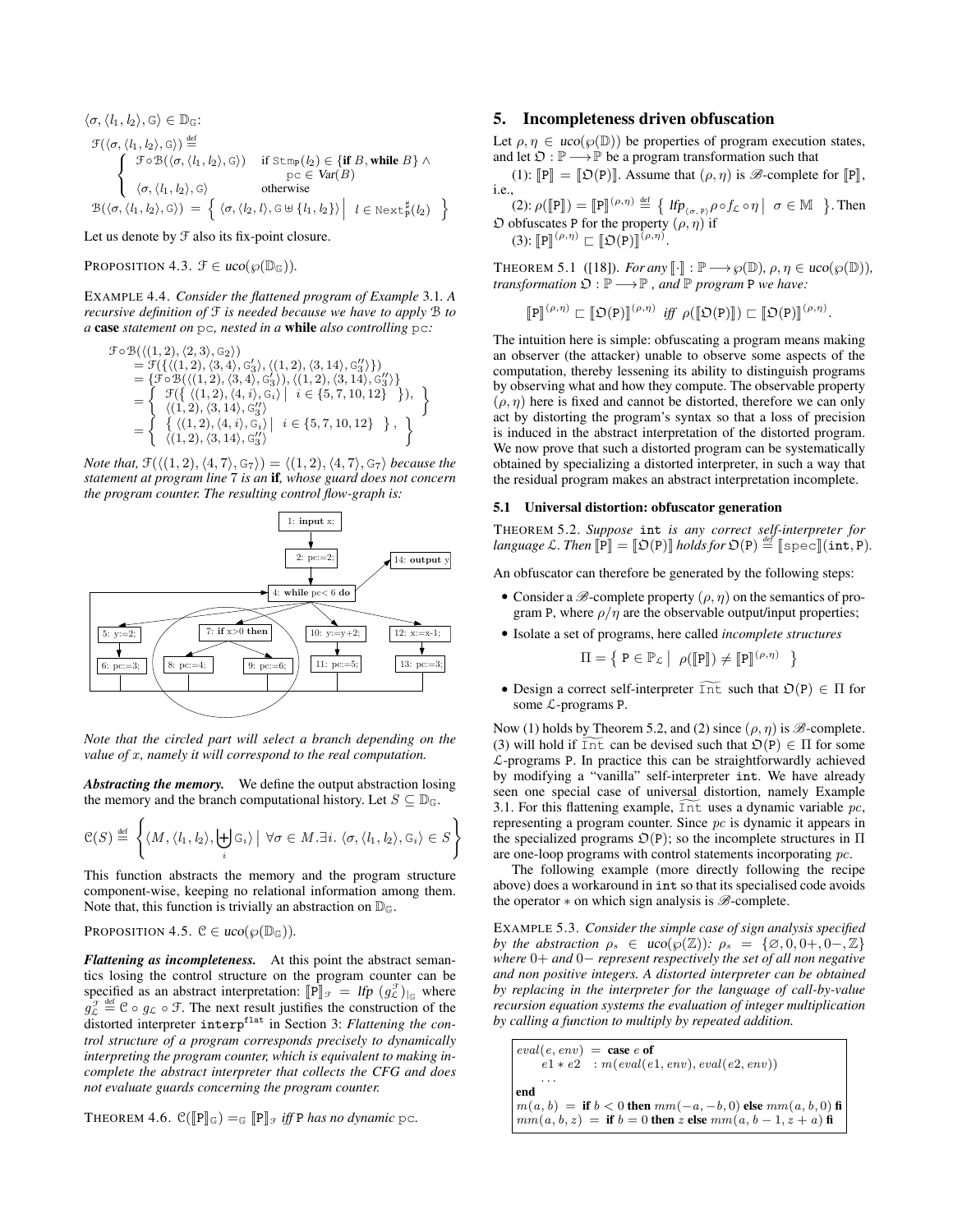$\langle \sigma, \langle l_1, l_2 \rangle, \mathbb{G} \rangle \in \mathbb{D}_{\mathbb{G}}$:

$$\mathcal{F}(\langle \sigma, \langle l_1, l_2 \rangle, \mathbb{G} \rangle) \stackrel{\text{def}}{=} \begin{cases} \mathcal{F} \circ \mathcal{B}(\langle \sigma, \langle l_1, l_2 \rangle, \mathbb{G} \rangle) & \text{if } \mathtt{Stm}_{\mathtt{P}}(l_2) \in \{\textbf{if } B, \textbf{while } B\} \wedge \\ & \quad \mathtt{pc} \in Var(B) \\ \langle \sigma, \langle l_1, l_2 \rangle, \mathbb{G} \rangle & \text{otherwise} \end{cases}$$

$$\mathcal{B}(\langle \sigma, \langle l_1, l_2 \rangle, \mathbb{G} \rangle) = \left\{ \langle \sigma, \langle l_2, l \rangle, \mathbb{G} \uplus \{l_1, l_2\} \rangle \;\middle|\; l \in \mathtt{Next}^{\sharp}_{\mathtt{P}}(l_2) \right\}$$

Let us denote by $\mathcal{F}$ also its fix-point closure.

PROPOSITION 4.3. *$\mathcal{F} \in uco(\wp(\mathbb{D}_{\mathbb{G}}))$.*

EXAMPLE 4.4. *Consider the flattened program of Example 3.1. A recursive definition of $\mathcal{F}$ is needed because we have to apply $\mathcal{B}$ to a **case** statement on pc, nested in a **while** also controlling pc:*

$$\begin{aligned}
&\mathcal{F} \circ \mathcal{B}(\langle (1,2), \langle 2,3 \rangle, \mathbb{G}_2 \rangle) \\
&= \mathcal{F}(\{\langle (1,2), \langle 3,4 \rangle, \mathbb{G}'_3 \rangle, \langle (1,2), \langle 3,14 \rangle, \mathbb{G}''_3 \rangle\}) \\
&= \{\mathcal{F} \circ \mathcal{B}(\langle (1,2), \langle 3,4 \rangle, \mathbb{G}'_3 \rangle), \langle (1,2), \langle 3,14 \rangle, \mathbb{G}''_3 \rangle\} \\
&= \left\{ \begin{array}{l} \mathcal{F}(\{ \langle (1,2), \langle 4,i \rangle, \mathbb{G}_i \rangle \mid i \in \{5,7,10,12\} \}), \\ \langle (1,2), \langle 3,14 \rangle, \mathbb{G}''_3 \rangle \end{array} \right\} \\
&= \left\{ \begin{array}{l} \{ \langle (1,2), \langle 4,i \rangle, \mathbb{G}_i \rangle \mid i \in \{5,7,10,12\} \}, \\ \langle (1,2), \langle 3,14 \rangle, \mathbb{G}''_3 \rangle \end{array} \right\}
\end{aligned}$$

*Note that, $\mathcal{F}(\langle (1,2), \langle 4,7 \rangle, \mathbb{G}_7 \rangle) = \langle (1,2), \langle 4,7 \rangle, \mathbb{G}_7 \rangle$ because the statement at program line 7 is an **if**, whose guard does not concern the program counter. The resulting control flow-graph is:*

```
1: input x;
   |
2: pc:=2;
   |
4: while pc< 6 do  ----> 14: output y
   |
   +--> 5: y:=2;  -> 6: pc:=3;
   +--> 7: if x>0 then -> 8: pc:=4; | 9: pc:=6;
   +--> 10: y:=y+2; -> 11: pc:=5;
   +--> 12: x:=x-1; -> 13: pc:=3;
```

*Note that the circled part will select a branch depending on the value of x, namely it will correspond to the real computation.*

***Abstracting the memory.*** We define the output abstraction losing the memory and the branch computational history. Let $S \subseteq \mathbb{D}_{\mathbb{G}}$.

$$\mathcal{C}(S) \stackrel{\text{def}}{=} \left\{ \langle M, \langle l_1, l_2 \rangle, \biguplus_i \mathbb{G}_i \rangle \;\middle|\; \forall \sigma \in M. \exists i.\ \langle \sigma, \langle l_1, l_2 \rangle, \mathbb{G}_i \rangle \in S \right\}$$

This function abstracts the memory and the program structure component-wise, keeping no relational information among them. Note that, this function is trivially an abstraction on $\mathbb{D}_{\mathbb{G}}$.

PROPOSITION 4.5. *$\mathcal{C} \in uco(\wp(\mathbb{D}_{\mathbb{G}}))$.*

***Flattening as incompleteness.*** At this point the abstract semantics losing the control structure on the program counter can be specified as an abstract interpretation: $[\![\mathtt{P}]\!]_{\mathcal{F}} = lfp\ (g^{\mathcal{F}}_{\mathcal{L}})_{|_{\mathbb{G}}}$ where $g^{\mathcal{F}}_{\mathcal{L}} \stackrel{\text{def}}{=} \mathcal{C} \circ g_{\mathcal{L}} \circ \mathcal{F}$. The next result justifies the construction of the distorted interpreter $\mathtt{interp}^{\mathtt{flat}}$ in Section 3: *Flattening the control structure of a program corresponds precisely to dynamically interpreting the program counter, which is equivalent to making incomplete the abstract interpreter that collects the CFG and does not evaluate guards concerning the program counter.*

THEOREM 4.6. *$\mathcal{C}([\![\mathtt{P}]\!]_{\mathbb{G}}) =_{\mathbb{G}} [\![\mathtt{P}]\!]_{\mathcal{F}}$ iff P has no dynamic pc.*

## 5. Incompleteness driven obfuscation

Let $\rho, \eta \in uco(\wp(\mathbb{D}))$ be properties of program execution states, and let $\mathfrak{O} : \mathbb{P} \longrightarrow \mathbb{P}$ be a program transformation such that

(1): $[\![\mathtt{P}]\!] = [\![\mathfrak{O}(\mathtt{P})]\!]$. Assume that $(\rho, \eta)$ is $\mathscr{B}$-complete for $[\![\mathtt{P}]\!]$, i.e.,

(2): $\rho([\![\mathtt{P}]\!]) = [\![\mathtt{P}]\!]^{(\rho,\eta)} \stackrel{\text{def}}{=} \left\{ lfp_{\langle \sigma, \mathtt{P} \rangle} \rho \circ f_{\mathcal{L}} \circ \eta \;\middle|\; \sigma \in \mathbb{M} \right\}$. Then $\mathfrak{O}$ obfuscates P for the property $(\rho, \eta)$ if

(3): $[\![\mathtt{P}]\!]^{(\rho,\eta)} \sqsubset [\![\mathfrak{O}(\mathtt{P})]\!]^{(\rho,\eta)}$.

THEOREM 5.1 ([18]). *For any $[\![\cdot]\!] : \mathbb{P} \longrightarrow \wp(\mathbb{D})$, $\rho, \eta \in uco(\wp(\mathbb{D}))$, transformation $\mathfrak{O} : \mathbb{P} \longrightarrow \mathbb{P}$, and $\mathbb{P}$ program P we have:*

$$[\![\mathtt{P}]\!]^{(\rho,\eta)} \sqsubset [\![\mathfrak{O}(\mathtt{P})]\!]^{(\rho,\eta)} \textit{ iff } \rho([\![\mathfrak{O}(\mathtt{P})]\!]) \sqsubset [\![\mathfrak{O}(\mathtt{P})]\!]^{(\rho,\eta)}.$$

The intuition here is simple: obfuscating a program means making an observer (the attacker) unable to observe some aspects of the computation, thereby lessening its ability to distinguish programs by observing what and how they compute. The observable property $(\rho, \eta)$ here is fixed and cannot be distorted, therefore we can only act by distorting the program's syntax so that a loss of precision is induced in the abstract interpretation of the distorted program. We now prove that such a distorted program can be systematically obtained by specializing a distorted interpreter, in such a way that the residual program makes an abstract interpretation incomplete.

### 5.1 Universal distortion: obfuscator generation

THEOREM 5.2. *Suppose* int *is any correct self-interpreter for language $\mathcal{L}$. Then $[\![\mathtt{P}]\!] = [\![\mathfrak{O}(\mathtt{P})]\!]$ holds for $\mathfrak{O}(\mathtt{P}) \stackrel{\text{def}}{=} [\![\mathtt{spec}]\!](\mathtt{int}, \mathtt{P})$.*

An obfuscator can therefore be generated by the following steps:

- Consider a $\mathscr{B}$-complete property $(\rho, \eta)$ on the semantics of program P, where $\rho/\eta$ are the observable output/input properties;
- Isolate a set of programs, here called *incomplete structures*

$$\Pi = \left\{ \mathtt{P} \in \mathbb{P}_{\mathcal{L}} \;\middle|\; \rho([\![\mathtt{P}]\!]) \neq [\![\mathtt{P}]\!]^{(\rho,\eta)} \right\}$$

- Design a correct self-interpreter $\widetilde{\mathtt{Int}}$ such that $\mathfrak{O}(\mathtt{P}) \in \Pi$ for some $\mathcal{L}$-programs P.

Now (1) holds by Theorem 5.2, and (2) since $(\rho, \eta)$ is $\mathscr{B}$-complete. (3) will hold if $\widetilde{\mathtt{Int}}$ can be devised such that $\mathfrak{O}(\mathtt{P}) \in \Pi$ for some $\mathcal{L}$-programs P. In practice this can be straightforwardly achieved by modifying a "vanilla" self-interpreter int. We have already seen one special case of universal distortion, namely Example 3.1. For this flattening example, $\widetilde{\mathtt{Int}}$ uses a dynamic variable *pc*, representing a program counter. Since *pc* is dynamic it appears in the specialized programs $\mathfrak{O}(\mathtt{P})$; so the incomplete structures in $\Pi$ are one-loop programs with control statements incorporating *pc*.

The following example (more directly following the recipe above) does a workaround in int so that its specialised code avoids the operator $*$ on which sign analysis is $\mathscr{B}$-complete.

EXAMPLE 5.3. *Consider the simple case of sign analysis specified by the abstraction $\rho_s \in uco(\wp(\mathbb{Z}))$: $\rho_s = \{\varnothing, 0, 0+, 0-, \mathbb{Z}\}$ where $0+$ and $0-$ represent respectively the set of all non negative and non positive integers. A distorted interpreter can be obtained by replacing in the interpreter for the language of call-by-value recursion equation systems the evaluation of integer multiplication by calling a function to multiply by repeated addition.*

```
eval(e, env) = case e of
      e1 * e2  : m(eval(e1, env), eval(e2, env))
      ...
end
m(a, b) = if b < 0 then mm(-a, -b, 0) else mm(a, b, 0) fi
mm(a, b, z) = if b = 0 then z else mm(a, b - 1, z + a) fi
```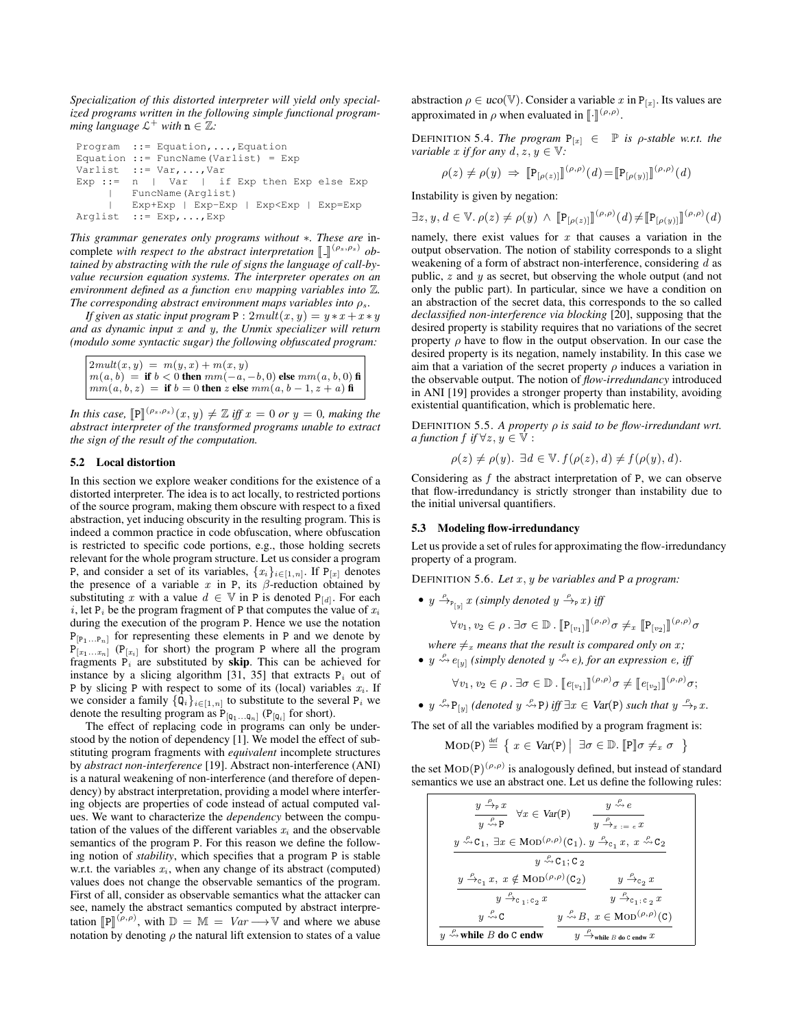*Specialization of this distorted interpreter will yield only specialized programs written in the following simple functional programming language $\mathcal{L}^+$ with $\mathtt{n} \in \mathbb{Z}$:*

```
Program  ::= Equation,...,Equation
Equation ::= FuncName(Varlist) = Exp
Varlist  ::= Var,...,Var
Exp ::=  n  |  Var  |  if Exp then Exp else Exp
     |   FuncName(Arglist)
     |   Exp+Exp | Exp-Exp | Exp<Exp | Exp=Exp
Arglist  ::= Exp,...,Exp
```

*This grammar generates only programs without* $*$. *These are* incomplete *with respect to the abstract interpretation* $[\![\_]\!]^{(\rho_s,\rho_s)}$ *obtained by abstracting with the rule of signs the language of call-by-value recursion equation systems. The interpreter operates on an environment defined as a function* env *mapping variables into* $\mathbb{Z}$. *The corresponding abstract environment maps variables into* $\rho_s$.

*If given as static input program* $\mathtt{P} : 2mult(x, y) = y * x + x * y$ *and as dynamic input* $x$ *and* $y$, *the Unmix specializer will return (modulo some syntactic sugar) the following obfuscated program:*

$$
\begin{array}{l}
2mult(x, y) \;=\; m(y, x) + m(x, y)\\
m(a, b) \;=\; \textbf{if } b < 0 \textbf{ then } mm(-a, -b, 0) \textbf{ else } mm(a, b, 0) \textbf{ fi}\\
mm(a, b, z) \;=\; \textbf{if } b = 0 \textbf{ then } z \textbf{ else } mm(a, b-1, z+a) \textbf{ fi}
\end{array}
$$

*In this case,* $[\![\mathtt{P}]\!]^{(\rho_s,\rho_s)}(x, y) \neq \mathbb{Z}$ *iff* $x = 0$ *or* $y = 0$, *making the abstract interpreter of the transformed programs unable to extract the sign of the result of the computation.*

### 5.2 Local distortion

In this section we explore weaker conditions for the existence of a distorted interpreter. The idea is to act locally, to restricted portions of the source program, making them obscure with respect to a fixed abstraction, yet inducing obscurity in the resulting program. This is indeed a common practice in code obfuscation, where obfuscation is restricted to specific code portions, e.g., those holding secrets relevant for the whole program structure. Let us consider a program P, and consider a set of its variables, $\{x_i\}_{i\in[1,n]}$. If $\mathtt{P}_{[x]}$ denotes the presence of a variable $x$ in P, its $\beta$-reduction obtained by substituting $x$ with a value $d \in \mathbb{V}$ in P is denoted $\mathtt{P}_{[d]}$. For each $i$, let $\mathtt{P}_i$ be the program fragment of P that computes the value of $x_i$ during the execution of the program P. Hence we use the notation $\mathtt{P}_{[\mathtt{P}_1\ldots\mathtt{P}_n]}$ for representing these elements in P and we denote by $\mathtt{P}_{[x_1\ldots x_n]}$ ($\mathtt{P}_{[x_i]}$ for short) the program P where all the program fragments $\mathtt{P}_i$ are substituted by **skip**. This can be achieved for instance by a slicing algorithm [31, 35] that extracts $\mathtt{P}_i$ out of P by slicing P with respect to some of its (local) variables $x_i$. If we consider a family $\{\mathtt{Q}_i\}_{i\in[1,n]}$ to substitute to the several $\mathtt{P}_i$ we denote the resulting program as $\mathtt{P}_{[\mathtt{Q}_1\ldots\mathtt{Q}_n]}$ ($\mathtt{P}_{[\mathtt{Q}_i]}$ for short).

The effect of replacing code in programs can only be understood by the notion of dependency [1]. We model the effect of substituting program fragments with *equivalent* incomplete structures by *abstract non-interference* [19]. Abstract non-interference (ANI) is a natural weakening of non-interference (and therefore of dependency) by abstract interpretation, providing a model where interfering objects are properties of code instead of actual computed values. We want to characterize the *dependency* between the computation of the values of the different variables $x_i$ and the observable semantics of the program P. For this reason we define the following notion of *stability*, which specifies that a program P is stable w.r.t. the variables $x_i$, when any change of its abstract (computed) values does not change the observable semantics of the program. First of all, consider as observable semantics what the attacker can see, namely the abstract semantics computed by abstract interpretation $[\![\mathtt{P}]\!]^{(\rho,\rho)}$, with $\mathbb{D} = \mathbb{M} = Var \longrightarrow \mathbb{V}$ and where we abuse notation by denoting $\rho$ the natural lift extension to states of a value abstraction $\rho \in uco(\mathbb{V})$. Consider a variable $x$ in $\mathtt{P}_{[x]}$. Its values are approximated in $\rho$ when evaluated in $[\![\cdot]\!]^{(\rho,\rho)}$.

DEFINITION 5.4. *The program* $\mathtt{P}_{[x]} \in \mathbb{P}$ *is* $\rho$*-stable w.r.t. the variable* $x$ *if for any* $d, z, y \in \mathbb{V}$:

$$\rho(z) \neq \rho(y) \;\Rightarrow\; [\![\mathtt{P}_{[\rho(z)]}]\!]^{(\rho,\rho)}(d) = [\![\mathtt{P}_{[\rho(y)]}]\!]^{(\rho,\rho)}(d)$$

Instability is given by negation:

$$\exists z, y, d \in \mathbb{V}.\, \rho(z) \neq \rho(y) \;\wedge\; [\![\mathtt{P}_{[\rho(z)]}]\!]^{(\rho,\rho)}(d) \neq [\![\mathtt{P}_{[\rho(y)]}]\!]^{(\rho,\rho)}(d)$$

namely, there exist values for $x$ that causes a variation in the output observation. The notion of stability corresponds to a slight weakening of a form of abstract non-interference, considering $d$ as public, $z$ and $y$ as secret, but observing the whole output (and not only the public part). In particular, since we have a condition on an abstraction of the secret data, this corresponds to the so called *declassified non-interference via blocking* [20], supposing that the desired property is stability requires that no variations of the secret property $\rho$ have to flow in the output observation. In our case the desired property is its negation, namely instability. In this case we aim that a variation of the secret property $\rho$ induces a variation in the observable output. The notion of *flow-irredundancy* introduced in ANI [19] provides a stronger property than instability, avoiding existential quantification, which is problematic here.

DEFINITION 5.5. *A property* $\rho$ *is said to be flow-irredundant wrt. a function* $f$ *if* $\forall z, y \in \mathbb{V}$ :

$$\rho(z) \neq \rho(y).\;\; \exists d \in \mathbb{V}.\, f(\rho(z), d) \neq f(\rho(y), d).$$

Considering as $f$ the abstract interpretation of P, we can observe that flow-irredundancy is strictly stronger than instability due to the initial universal quantifiers.

### 5.3 Modeling flow-irredundancy

Let us provide a set of rules for approximating the flow-irredundancy property of a program.

DEFINITION 5.6. *Let* $x, y$ *be variables and* P *a program:*

- $y \xrightarrow{\rho}_{\mathtt{P}_{[y]}} x$ *(simply denoted* $y \xrightarrow{\rho}_{\mathtt{P}} x$*) iff*

$$\forall v_1, v_2 \in \rho \,.\, \exists \sigma \in \mathbb{D} \,.\, [\![\mathtt{P}_{[v_1]}]\!]^{(\rho,\rho)}\sigma \neq_x [\![\mathtt{P}_{[v_2]}]\!]^{(\rho,\rho)}\sigma$$

  *where* $\neq_x$ *means that the result is compared only on* $x$;

- $y \overset{\rho}{\rightsquigarrow} e_{[y]}$ *(simply denoted* $y \overset{\rho}{\rightsquigarrow} e$*), for an expression* $e$, *iff*

$$\forall v_1, v_2 \in \rho \,.\, \exists \sigma \in \mathbb{D} \,.\, [\![e_{[v_1]}]\!]^{(\rho,\rho)}\sigma \neq [\![e_{[v_2]}]\!]^{(\rho,\rho)}\sigma;$$

- $y \overset{\rho}{\rightsquigarrow} \mathtt{P}_{[y]}$ *(denoted* $y \overset{\rho}{\rightsquigarrow} \mathtt{P}$*) iff* $\exists x \in \mathit{Var}(\mathtt{P})$ *such that* $y \xrightarrow{\rho}_{\mathtt{P}} x$.

The set of all the variables modified by a program fragment is:

$$\textsc{Mod}(\mathtt{P}) \overset{\text{def}}{=} \left\{\, x \in \mathit{Var}(\mathtt{P}) \;\middle|\; \exists \sigma \in \mathbb{D}.\, [\![\mathtt{P}]\!]\sigma \neq_x \sigma \,\right\}$$

the set $\textsc{Mod}(\mathtt{P})^{(\rho,\rho)}$ is analogously defined, but instead of standard semantics we use an abstract one. Let us define the following rules:

$$
\frac{y \xrightarrow{\rho}_{\mathtt{P}} x}{y \overset{\rho}{\rightsquigarrow} \mathtt{P}} \;\; \forall x \in \mathit{Var}(\mathtt{P}) \qquad\qquad \frac{y \overset{\rho}{\rightsquigarrow} e}{y \xrightarrow{\rho}_{x\,:=\,e} x}
$$

$$
\frac{y \overset{\rho}{\rightsquigarrow} \mathtt{C}_1,\; \exists x \in \textsc{Mod}^{(\rho,\rho)}(\mathtt{C}_1).\; y \xrightarrow{\rho}_{\mathtt{C}_1} x,\; x \overset{\rho}{\rightsquigarrow} \mathtt{C}_2}{y \overset{\rho}{\rightsquigarrow} \mathtt{C}_1; \mathtt{C}_2}
$$

$$
\frac{y \xrightarrow{\rho}_{\mathtt{C}_1} x,\; x \notin \textsc{Mod}^{(\rho,\rho)}(\mathtt{C}_2)}{y \xrightarrow{\rho}_{\mathtt{C}_1;\mathtt{C}_2} x} \qquad\qquad \frac{y \xrightarrow{\rho}_{\mathtt{C}_2} x}{y \xrightarrow{\rho}_{\mathtt{C}_1;\mathtt{C}_2} x}
$$

$$
\frac{y \overset{\rho}{\rightsquigarrow} \mathtt{C}}{y \overset{\rho}{\rightsquigarrow} \textbf{while } B \textbf{ do } \mathtt{C} \textbf{ endw}} \qquad\qquad \frac{y \overset{\rho}{\rightsquigarrow} B,\; x \in \textsc{Mod}^{(\rho,\rho)}(\mathtt{C})}{y \xrightarrow{\rho}_{\textbf{while } B \textbf{ do } \mathtt{C} \textbf{ endw}} x}
$$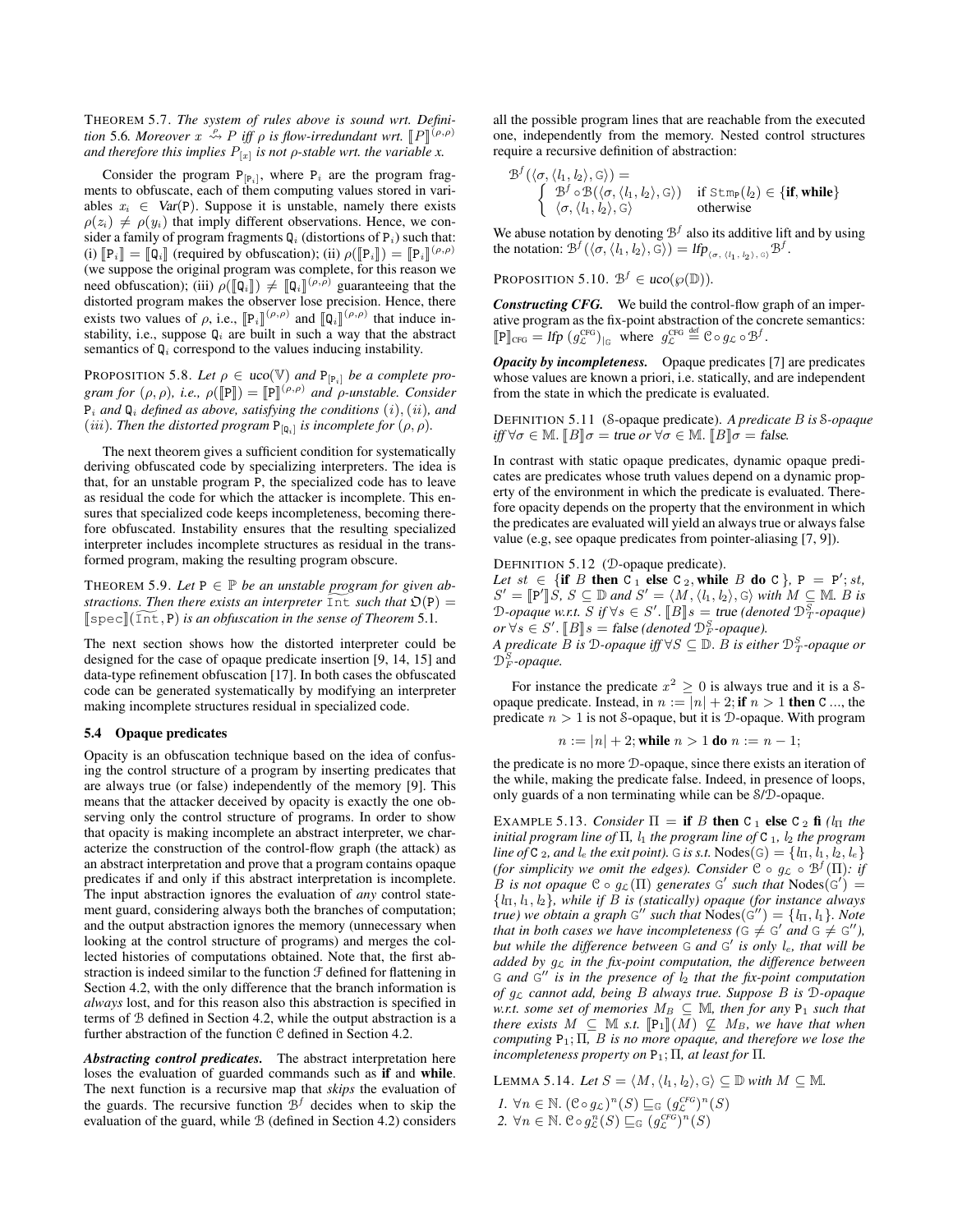THEOREM 5.7. *The system of rules above is sound wrt. Definition 5.6. Moreover $x \overset{\rho}{\rightsquigarrow} P$ iff $\rho$ is flow-irredundant wrt. $[\![P]\!]^{(\rho,\rho)}$ and therefore this implies $P_{[x]}$ is not $\rho$-stable wrt. the variable x.*

Consider the program $\mathtt{P}_{[\mathtt{P}_i]}$, where $\mathtt{P}_i$ are the program fragments to obfuscate, each of them computing values stored in variables $x_i \in Var(\mathtt{P})$. Suppose it is unstable, namely there exists $\rho(z_i) \neq \rho(y_i)$ that imply different observations. Hence, we consider a family of program fragments $\mathtt{Q}_i$ (distortions of $\mathtt{P}_i$) such that: (i) $[\![\mathtt{P}_i]\!] = [\![\mathtt{Q}_i]\!]$ (required by obfuscation); (ii) $\rho([\![\mathtt{P}_i]\!]) = [\![\mathtt{P}_i]\!]^{(\rho,\rho)}$ (we suppose the original program was complete, for this reason we need obfuscation); (iii) $\rho([\![\mathtt{Q}_i]\!]) \neq [\![\mathtt{Q}_i]\!]^{(\rho,\rho)}$ guaranteeing that the distorted program makes the observer lose precision. Hence, there exists two values of $\rho$, i.e., $[\![\mathtt{P}_i]\!]^{(\rho,\rho)}$ and $[\![\mathtt{Q}_i]\!]^{(\rho,\rho)}$ that induce instability, i.e., suppose $\mathtt{Q}_i$ are built in such a way that the abstract semantics of $\mathtt{Q}_i$ correspond to the values inducing instability.

PROPOSITION 5.8. *Let $\rho \in uco(\mathbb{V})$ and $\mathtt{P}_{[\mathtt{P}_i]}$ be a complete program for $(\rho,\rho)$, i.e., $\rho([\![\mathtt{P}]\!]) = [\![\mathtt{P}]\!]^{(\rho,\rho)}$ and $\rho$-unstable. Consider $\mathtt{P}_i$ and $\mathtt{Q}_i$ defined as above, satisfying the conditions $(i),(ii)$, and $(iii)$. Then the distorted program $\mathtt{P}_{[\mathtt{Q}_i]}$ is incomplete for $(\rho,\rho)$.*

The next theorem gives a sufficient condition for systematically deriving obfuscated code by specializing interpreters. The idea is that, for an unstable program P, the specialized code has to leave as residual the code for which the attacker is incomplete. This ensures that specialized code keeps incompleteness, becoming therefore obfuscated. Instability ensures that the resulting specialized interpreter includes incomplete structures as residual in the transformed program, making the resulting program obscure.

THEOREM 5.9. *Let $\mathtt{P} \in \mathbb{P}$ be an unstable program for given abstractions. Then there exists an interpreter $\widetilde{\mathtt{Int}}$ such that $\mathfrak{O}(\mathtt{P}) = [\![\mathtt{spec}]\!](\widetilde{\mathtt{Int}}, \mathtt{P})$ is an obfuscation in the sense of Theorem 5.1.*

The next section shows how the distorted interpreter could be designed for the case of opaque predicate insertion [9, 14, 15] and data-type refinement obfuscation [17]. In both cases the obfuscated code can be generated systematically by modifying an interpreter making incomplete structures residual in specialized code.

### 5.4 Opaque predicates

Opacity is an obfuscation technique based on the idea of confusing the control structure of a program by inserting predicates that are always true (or false) independently of the memory [9]. This means that the attacker deceived by opacity is exactly the one observing only the control structure of programs. In order to show that opacity is making incomplete an abstract interpreter, we characterize the construction of the control-flow graph (the attack) as an abstract interpretation and prove that a program contains opaque predicates if and only if this abstract interpretation is incomplete. The input abstraction ignores the evaluation of *any* control statement guard, considering always both the branches of computation; and the output abstraction ignores the memory (unnecessary when looking at the control structure of programs) and merges the collected histories of computations obtained. Note that, the first abstraction is indeed similar to the function $\mathcal{F}$ defined for flattening in Section 4.2, with the only difference that the branch information is *always* lost, and for this reason also this abstraction is specified in terms of $\mathcal{B}$ defined in Section 4.2, while the output abstraction is a further abstraction of the function $\mathcal{C}$ defined in Section 4.2.

***Abstracting control predicates.*** The abstract interpretation here loses the evaluation of guarded commands such as **if** and **while**. The next function is a recursive map that *skips* the evaluation of the guards. The recursive function $\mathcal{B}^f$ decides when to skip the evaluation of the guard, while $\mathcal{B}$ (defined in Section 4.2) considers all the possible program lines that are reachable from the executed one, independently from the memory. Nested control structures require a recursive definition of abstraction:

$$\mathcal{B}^f(\langle\sigma,\langle l_1,l_2\rangle,\mathbb{G}\rangle) = \begin{cases} \mathcal{B}^f \circ \mathcal{B}(\langle\sigma,\langle l_1,l_2\rangle,\mathbb{G}\rangle) & \text{if } \mathtt{Stm}_{\mathtt{P}}(l_2) \in \{\textbf{if}, \textbf{while}\} \\ \langle\sigma,\langle l_1,l_2\rangle,\mathbb{G}\rangle & \text{otherwise} \end{cases}$$

We abuse notation by denoting $\mathcal{B}^f$ also its additive lift and by using the notation: $\mathcal{B}^f(\langle\sigma,\langle l_1,l_2\rangle,\mathbb{G}\rangle) = \mathit{lfp}_{\langle\sigma,\langle l_1,l_2\rangle,\mathbb{G}\rangle}\mathcal{B}^f$.

PROPOSITION 5.10. *$\mathcal{B}^f \in uco(\wp(\mathbb{D}))$.*

***Constructing CFG.*** We build the control-flow graph of an imperative program as the fix-point abstraction of the concrete semantics: $[\![\mathtt{P}]\!]_{\mathtt{CFG}} = \mathit{lfp}\,(g_{\mathcal{L}}^{\mathtt{CFG}})_{|\mathbb{G}}$ where $g_{\mathcal{L}}^{\mathtt{CFG}} \overset{\text{def}}{=} \mathcal{C} \circ g_{\mathcal{L}} \circ \mathcal{B}^f$.

***Opacity by incompleteness.*** Opaque predicates [7] are predicates whose values are known a priori, i.e. statically, and are independent from the state in which the predicate is evaluated.

DEFINITION 5.11 ($\mathcal{S}$-opaque predicate). *A predicate $B$ is $\mathcal{S}$-opaque iff $\forall\sigma \in \mathbb{M}.\ [\![B]\!]\sigma = \mathit{true}$ or $\forall\sigma \in \mathbb{M}.\ [\![B]\!]\sigma = \mathit{false}$.*

In contrast with static opaque predicates, dynamic opaque predicates are predicates whose truth values depend on a dynamic property of the environment in which the predicate is evaluated. Therefore opacity depends on the property that the environment in which the predicates are evaluated will yield an always true or always false value (e.g, see opaque predicates from pointer-aliasing [7, 9]).

DEFINITION 5.12 ($\mathcal{D}$-opaque predicate).
*Let $st \in \{$**if** $B$ **then** $\mathtt{C}_1$ **else** $\mathtt{C}_2$, **while** $B$ **do** $\mathtt{C}\}$, $\mathtt{P} = \mathtt{P}'; st$, $S' = [\![\mathtt{P}']\!]S$, $S \subseteq \mathbb{D}$ and $S' = \langle M,\langle l_1,l_2\rangle,\mathbb{G}\rangle$ with $M \subseteq \mathbb{M}$. $B$ is $\mathcal{D}$-opaque w.r.t. $S$ if $\forall s \in S'.\ [\![B]\!]s = \mathit{true}$ (denoted $\mathcal{D}_T^S$-opaque) or $\forall s \in S'.\ [\![B]\!]s = \mathit{false}$ (denoted $\mathcal{D}_F^S$-opaque).*
*A predicate $B$ is $\mathcal{D}$-opaque iff $\forall S \subseteq \mathbb{D}$. $B$ is either $\mathcal{D}_T^S$-opaque or $\mathcal{D}_F^S$-opaque.*

For instance the predicate $x^2 \geq 0$ is always true and it is a $\mathcal{S}$-opaque predicate. Instead, in $n := |n| + 2;$ **if** $n > 1$ **then** C ..., the predicate $n > 1$ is not $\mathcal{S}$-opaque, but it is $\mathcal{D}$-opaque. With program

$$n := |n| + 2; \textbf{while } n > 1 \textbf{ do } n := n - 1;$$

the predicate is no more $\mathcal{D}$-opaque, since there exists an iteration of the while, making the predicate false. Indeed, in presence of loops, only guards of a non terminating while can be $\mathcal{S}$/$\mathcal{D}$-opaque.

EXAMPLE 5.13. *Consider $\Pi =$ **if** $B$ **then** $\mathtt{C}_1$ **else** $\mathtt{C}_2$ **fi** ($l_\Pi$ the initial program line of $\Pi$, $l_1$ the program line of $\mathtt{C}_1$, $l_2$ the program line of $\mathtt{C}_2$, and $l_e$ the exit point). $\mathbb{G}$ is s.t. $\mathrm{Nodes}(\mathbb{G}) = \{l_\Pi, l_1, l_2, l_e\}$ (for simplicity we omit the edges). Consider $\mathcal{C} \circ g_{\mathcal{L}} \circ \mathcal{B}^f(\Pi)$: if $B$ is not opaque $\mathcal{C} \circ g_{\mathcal{L}}(\Pi)$ generates $\mathbb{G}'$ such that $\mathrm{Nodes}(\mathbb{G}') = \{l_\Pi, l_1, l_2\}$, while if $B$ is (statically) opaque (for instance always true) we obtain a graph $\mathbb{G}''$ such that $\mathrm{Nodes}(\mathbb{G}'') = \{l_\Pi, l_1\}$. Note that in both cases we have incompleteness ($\mathbb{G} \neq \mathbb{G}'$ and $\mathbb{G} \neq \mathbb{G}''$), but while the difference between $\mathbb{G}$ and $\mathbb{G}'$ is only $l_e$, that will be added by $g_{\mathcal{L}}$ in the fix-point computation, the difference between $\mathbb{G}$ and $\mathbb{G}''$ is in the presence of $l_2$ that the fix-point computation of $g_{\mathcal{L}}$ cannot add, being $B$ always true. Suppose $B$ is $\mathcal{D}$-opaque w.r.t. some set of memories $M_B \subseteq \mathbb{M}$, then for any $\mathtt{P}_1$ such that there exists $M \subseteq \mathbb{M}$ s.t. $[\![\mathtt{P}_1]\!](M) \not\subseteq M_B$, we have that when computing $\mathtt{P}_1; \Pi$, $B$ is no more opaque, and therefore we lose the incompleteness property on $\mathtt{P}_1; \Pi$, at least for $\Pi$.*

LEMMA 5.14. *Let $S = \langle M,\langle l_1,l_2\rangle,\mathbb{G}\rangle \subseteq \mathbb{D}$ with $M \subseteq \mathbb{M}$.*

1. *$\forall n \in \mathbb{N}.\ (\mathcal{C} \circ g_{\mathcal{L}})^n(S) \sqsubseteq_{\mathbb{G}} (g_{\mathcal{L}}^{CFG})^n(S)$*
2. *$\forall n \in \mathbb{N}.\ \mathcal{C} \circ g_{\mathcal{L}}^n(S) \sqsubseteq_{\mathbb{G}} (g_{\mathcal{L}}^{CFG})^n(S)$*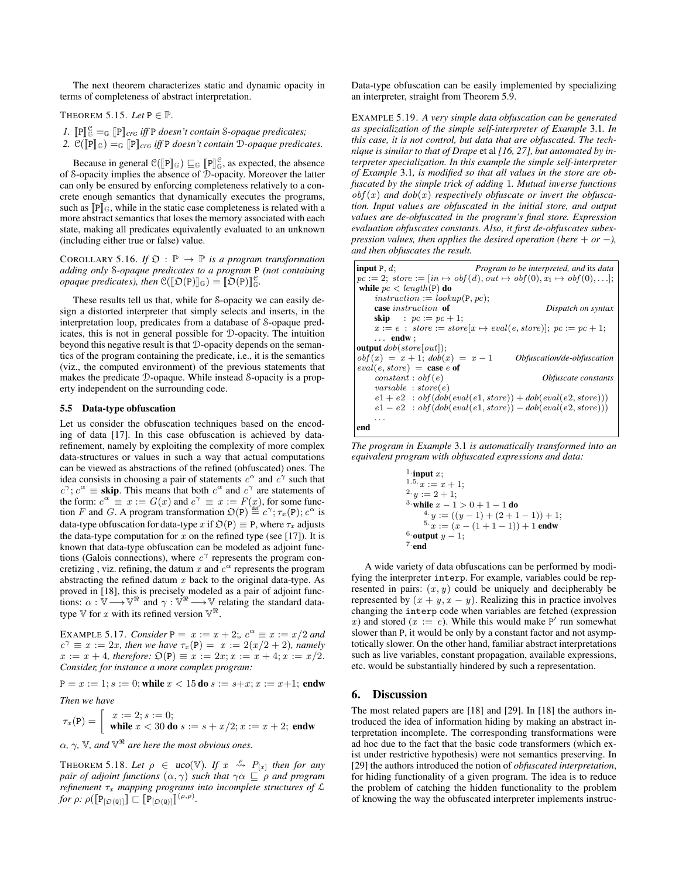The next theorem characterizes static and dynamic opacity in terms of completeness of abstract interpretation.

THEOREM 5.15. *Let* $\mathtt{P} \in \mathbb{P}$.

1. $[\![\mathtt{P}]\!]^{\mathcal{C}}_{\mathbb{G}} =_{\mathbb{G}} [\![\mathtt{P}]\!]_{CFG}$ *iff* P *doesn't contain* $\mathcal{S}$*-opaque predicates;*
2. $\mathcal{C}([\![\mathtt{P}]\!]_{\mathbb{G}}) =_{\mathbb{G}} [\![\mathtt{P}]\!]_{CFG}$ *iff* P *doesn't contain* $\mathcal{D}$*-opaque predicates.*

Because in general $\mathcal{C}([\![\mathtt{P}]\!]_{\mathbb{G}}) \sqsubseteq_{\mathbb{G}} [\![\mathtt{P}]\!]^{\mathcal{C}}_{\mathbb{G}}$, as expected, the absence of $\mathcal{S}$-opacity implies the absence of $\mathcal{D}$-opacity. Moreover the latter can only be ensured by enforcing completeness relatively to a concrete enough semantics that dynamically executes the programs, such as $[\![\mathtt{P}]\!]_{\mathbb{G}}$, while in the static case completeness is related with a more abstract semantics that loses the memory associated with each state, making all predicates equivalently evaluated to an unknown (including either true or false) value.

COROLLARY 5.16. *If* $\mathfrak{O} : \mathbb{P} \to \mathbb{P}$ *is a program transformation adding only* $\mathcal{S}$*-opaque predicates to a program* P *(not containing opaque predicates), then* $\mathcal{C}([\![\mathfrak{O}(\mathtt{P})]\!]_{\mathbb{G}}) = [\![\mathfrak{O}(\mathtt{P})]\!]^{\mathcal{C}}_{\mathbb{G}}$.

These results tell us that, while for $\mathcal{S}$-opacity we can easily design a distorted interpreter that simply selects and inserts, in the interpretation loop, predicates from a database of $\mathcal{S}$-opaque predicates, this is not in general possible for $\mathcal{D}$-opacity. The intuition beyond this negative result is that $\mathcal{D}$-opacity depends on the semantics of the program containing the predicate, i.e., it is the semantics (viz., the computed environment) of the previous statements that makes the predicate $\mathcal{D}$-opaque. While instead $\mathcal{S}$-opacity is a property independent on the surrounding code.

### 5.5 Data-type obfuscation

Let us consider the obfuscation techniques based on the encoding of data [17]. In this case obfuscation is achieved by data-refinement, namely by exploiting the complexity of more complex data-structures or values in such a way that actual computations can be viewed as abstractions of the refined (obfuscated) ones. The idea consists in choosing a pair of statements $c^\alpha$ and $c^\gamma$ such that $c^\gamma; c^\alpha \equiv$ **skip**. This means that both $c^\alpha$ and $c^\gamma$ are statements of the form: $c^\alpha \equiv x := G(x)$ and $c^\gamma \equiv x := F(x)$, for some function $F$ and $G$. A program transformation $\mathfrak{O}(\mathtt{P}) \stackrel{\text{def}}{=} c^\gamma; \tau_x(\mathtt{P}); c^\alpha$ is data-type obfuscation for data-type $x$ if $\mathfrak{O}(\mathtt{P}) \equiv \mathtt{P}$, where $\tau_x$ adjusts the data-type computation for $x$ on the refined type (see [17]). It is known that data-type obfuscation can be modeled as adjoint functions (Galois connections), where $c^\gamma$ represents the program concretizing , viz. refining, the datum $x$ and $c^\alpha$ represents the program abstracting the refined datum $x$ back to the original data-type. As proved in [18], this is precisely modeled as a pair of adjoint functions: $\alpha : \mathbb{V} \longrightarrow \mathbb{V}^{\Re}$ and $\gamma : \mathbb{V}^{\Re} \longrightarrow \mathbb{V}$ relating the standard datatype $\mathbb{V}$ for $x$ with its refined version $\mathbb{V}^{\Re}$.

EXAMPLE 5.17. *Consider* $\mathtt{P} = x := x + 2;$, $c^\alpha \equiv x := x/2$ *and* $c^\gamma \equiv x := 2x$, *then we have* $\tau_x(\mathtt{P}) = x := 2(x/2 + 2)$, *namely* $x := x + 4$, *therefore:* $\mathfrak{O}(\mathtt{P}) \equiv x := 2x; x := x + 4; x := x/2$. *Consider, for instance a more complex program:*

$\mathtt{P} = x := 1; s := 0;$ **while** $x < 15$ **do** $s := s + x; x := x + 1;$ **endw**

*Then we have*

$$\tau_x(\mathtt{P}) = \left[\begin{array}{l} x := 2; s := 0; \\ \textbf{while } x < 30 \textbf{ do } s := s + x/2; x := x + 2; \textbf{ endw} \end{array}\right.$$

$\alpha$, $\gamma$, $\mathbb{V}$, *and* $\mathbb{V}^{\Re}$ *are here the most obvious ones.*

THEOREM 5.18. *Let* $\rho \in uco(\mathbb{V})$. *If* $x \overset{\rho}{\rightsquigarrow} P_{[x]}$ *then for any pair of adjoint functions* $(\alpha, \gamma)$ *such that* $\gamma\alpha \sqsubseteq \rho$ *and program refinement* $\tau_x$ *mapping programs into incomplete structures of* $\mathcal{L}$ *for* $\rho$: $\rho([\![\mathtt{P}_{[\mathfrak{O}(\mathtt{Q})]}]\!] \sqsubset [\![\mathtt{P}_{[\mathfrak{O}(\mathtt{Q})]}]\!]^{(\rho,\rho)}$.

Data-type obfuscation can be easily implemented by specializing an interpreter, straight from Theorem 5.9.

EXAMPLE 5.19. *A very simple data obfuscation can be generated as specialization of the simple self-interpreter of Example* 3.1*. In this case, it is not control, but data that are obfuscated. The technique is similar to that of Drape* et al *[16, 27], but automated by interpreter specialization. In this example the simple self-interpreter of Example* 3.1*, is modified so that all values in the store are obfuscated by the simple trick of adding* 1*. Mutual inverse functions* $obf(x)$ *and* $dob(x)$ *respectively obfuscate or invert the obfuscation. Input values are obfuscated in the initial store, and output values are de-obfuscated in the program's final store. Expression evaluation obfuscates constants. Also, it first de-obfuscates subexpression values, then applies the desired operation (here + or −), and then obfuscates the result.*

```
input P, d;                          Program to be interpreted, and its data
pc := 2; store := [in ↦ obf(d), out ↦ obf(0), x1 ↦ obf(0), ...];
while pc < length(P) do
    instruction := lookup(P, pc);
    case instruction of                                  Dispatch on syntax
    skip    : pc := pc + 1;
    x := e  : store := store[x ↦ eval(e, store)]; pc := pc + 1;
    ... endw ;
output dob(store[out]);
obf(x) = x + 1; dob(x) = x − 1          Obfuscation/de-obfuscation
eval(e, store) = case e of
    constant : obf(e)                                Obfuscate constants
    variable : store(e)
    e1 + e2  : obf(dob(eval(e1, store)) + dob(eval(e2, store)))
    e1 − e2  : obf(dob(eval(e1, store)) − dob(eval(e2, store)))
    ...
end
```

*The program in Example* 3.1 *is automatically transformed into an equivalent program with obfuscated expressions and data:*

```
1. input x;
1.5. x := x + 1;
2. y := 2 + 1;
3. while x − 1 > 0 + 1 − 1 do
     4. y := ((y − 1) + (2 + 1 − 1)) + 1;
     5. x := (x − (1 + 1 − 1)) + 1 endw
6. output y − 1;
7. end
```

A wide variety of data obfuscations can be performed by modifying the interpreter `interp`. For example, variables could be represented in pairs: $(x, y)$ could be uniquely and decipherably be represented by $(x + y, x - y)$. Realizing this in practice involves changing the `interp` code when variables are fetched (expression $x$) and stored ($x := e$). While this would make $\mathtt{P}'$ run somewhat slower than P, it would be only by a constant factor and not asymptotically slower. On the other hand, familiar abstract interpretations such as live variables, constant propagation, available expressions, etc. would be substantially hindered by such a representation.

## 6. Discussion

The most related papers are [18] and [29]. In [18] the authors introduced the idea of information hiding by making an abstract interpretation incomplete. The corresponding transformations were ad hoc due to the fact that the basic code transformers (which exist under restrictive hypothesis) were not semantics preserving. In [29] the authors introduced the notion of *obfuscated interpretation*, for hiding functionality of a given program. The idea is to reduce the problem of catching the hidden functionality to the problem of knowing the way the obfuscated interpreter implements instruc-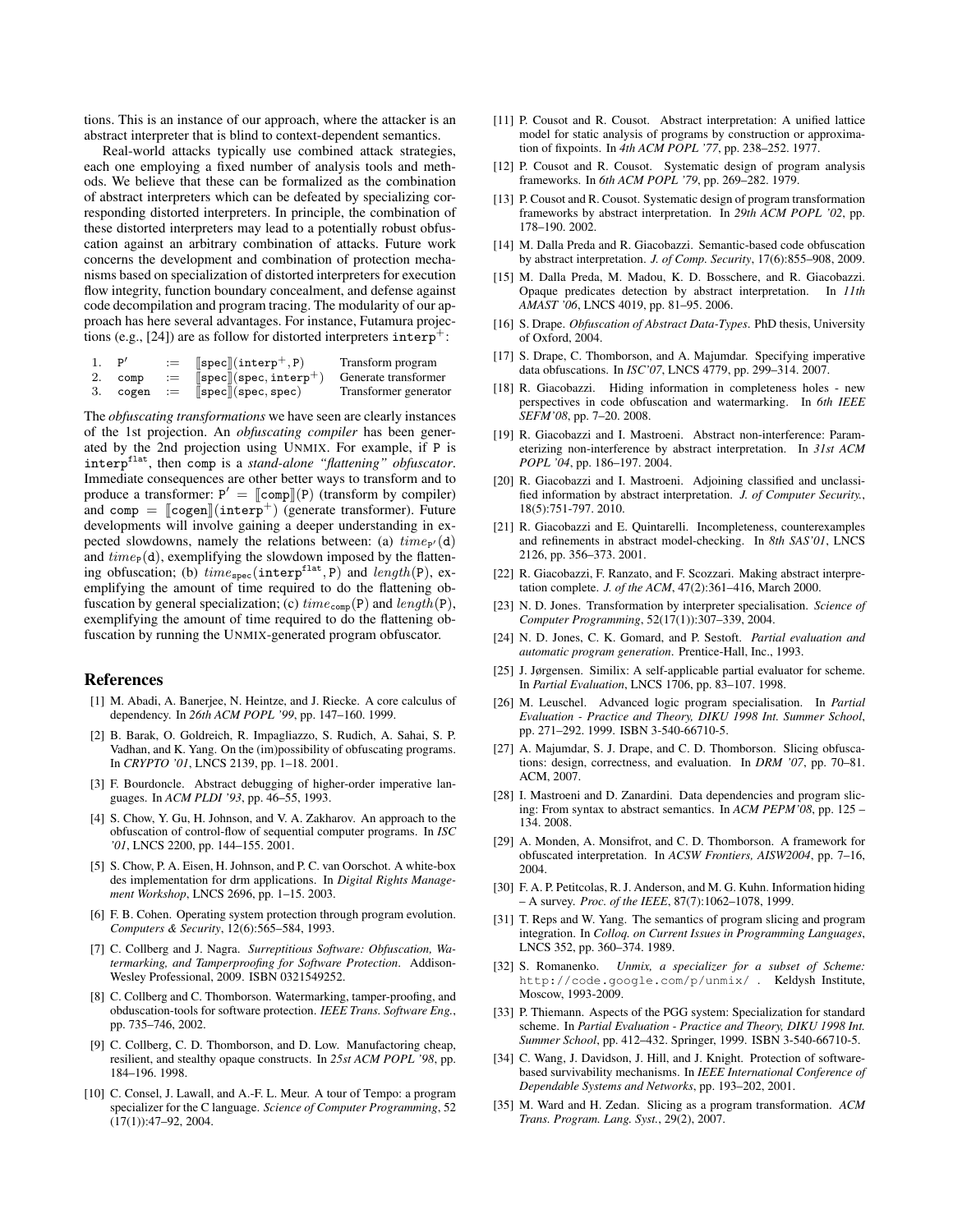tions. This is an instance of our approach, where the attacker is an abstract interpreter that is blind to context-dependent semantics.

Real-world attacks typically use combined attack strategies, each one employing a fixed number of analysis tools and methods. We believe that these can be formalized as the combination of abstract interpreters which can be defeated by specializing corresponding distorted interpreters. In principle, the combination of these distorted interpreters may lead to a potentially robust obfuscation against an arbitrary combination of attacks. Future work concerns the development and combination of protection mechanisms based on specialization of distorted interpreters for execution flow integrity, function boundary concealment, and defense against code decompilation and program tracing. The modularity of our approach has here several advantages. For instance, Futamura projections (e.g., [24]) are as follow for distorted interpreters $\mathtt{interp}^+$:

| | | | | |
|---|---|---|---|---|
| 1. | $\mathtt{P}'$ | := | $[\![\mathtt{spec}]\!](\mathtt{interp}^+, \mathtt{P})$ | Transform program |
| 2. | comp | := | $[\![\mathtt{spec}]\!](\mathtt{spec}, \mathtt{interp}^+)$ | Generate transformer |
| 3. | cogen | := | $[\![\mathtt{spec}]\!](\mathtt{spec}, \mathtt{spec})$ | Transformer generator |

The *obfuscating transformations* we have seen are clearly instances of the 1st projection. An *obfuscating compiler* has been generated by the 2nd projection using UNMIX. For example, if P is $\mathtt{interp}^{\mathtt{flat}}$, then comp is a *stand-alone "flattening" obfuscator*. Immediate consequences are other better ways to transform and to produce a transformer: $\mathtt{P}' = [\![\mathtt{comp}]\!](\mathtt{P})$ (transform by compiler) and $\mathtt{comp} = [\![\mathtt{cogen}]\!](\mathtt{interp}^+)$ (generate transformer). Future developments will involve gaining a deeper understanding in expected slowdowns, namely the relations between: (a) $time_{\mathtt{P}'}(\mathtt{d})$ and $time_{\mathtt{P}}(\mathtt{d})$, exemplifying the slowdown imposed by the flattening obfuscation; (b) $time_{\mathtt{spec}}(\mathtt{interp}^{\mathtt{flat}}, \mathtt{P})$ and $length(\mathtt{P})$, exemplifying the amount of time required to do the flattening obfuscation by general specialization; (c) $time_{\mathtt{comp}}(\mathtt{P})$ and $length(\mathtt{P})$, exemplifying the amount of time required to do the flattening obfuscation by running the UNMIX-generated program obfuscator.

## References

[1] M. Abadi, A. Banerjee, N. Heintze, and J. Riecke. A core calculus of dependency. In *26th ACM POPL '99*, pp. 147–160. 1999.

[2] B. Barak, O. Goldreich, R. Impagliazzo, S. Rudich, A. Sahai, S. P. Vadhan, and K. Yang. On the (im)possibility of obfuscating programs. In *CRYPTO '01*, LNCS 2139, pp. 1–18. 2001.

[3] F. Bourdoncle. Abstract debugging of higher-order imperative languages. In *ACM PLDI '93*, pp. 46–55, 1993.

[4] S. Chow, Y. Gu, H. Johnson, and V. A. Zakharov. An approach to the obfuscation of control-flow of sequential computer programs. In *ISC '01*, LNCS 2200, pp. 144–155. 2001.

[5] S. Chow, P. A. Eisen, H. Johnson, and P. C. van Oorschot. A white-box des implementation for drm applications. In *Digital Rights Management Workshop*, LNCS 2696, pp. 1–15. 2003.

[6] F. B. Cohen. Operating system protection through program evolution. *Computers & Security*, 12(6):565–584, 1993.

[7] C. Collberg and J. Nagra. *Surreptitious Software: Obfuscation, Watermarking, and Tamperproofing for Software Protection*. Addison-Wesley Professional, 2009. ISBN 0321549252.

[8] C. Collberg and C. Thomborson. Watermarking, tamper-proofing, and obduscation-tools for software protection. *IEEE Trans. Software Eng.*, pp. 735–746, 2002.

[9] C. Collberg, C. D. Thomborson, and D. Low. Manufactoring cheap, resilient, and stealthy opaque constructs. In *25st ACM POPL '98*, pp. 184–196. 1998.

[10] C. Consel, J. Lawall, and A.-F. L. Meur. A tour of Tempo: a program specializer for the C language. *Science of Computer Programming*, 52 (17(1)):47–92, 2004.

[11] P. Cousot and R. Cousot. Abstract interpretation: A unified lattice model for static analysis of programs by construction or approximation of fixpoints. In *4th ACM POPL '77*, pp. 238–252. 1977.

[12] P. Cousot and R. Cousot. Systematic design of program analysis frameworks. In *6th ACM POPL '79*, pp. 269–282. 1979.

[13] P. Cousot and R. Cousot. Systematic design of program transformation frameworks by abstract interpretation. In *29th ACM POPL '02*, pp. 178–190. 2002.

[14] M. Dalla Preda and R. Giacobazzi. Semantic-based code obfuscation by abstract interpretation. *J. of Comp. Security*, 17(6):855–908, 2009.

[15] M. Dalla Preda, M. Madou, K. D. Bosschere, and R. Giacobazzi. Opaque predicates detection by abstract interpretation. In *11th AMAST '06*, LNCS 4019, pp. 81–95. 2006.

[16] S. Drape. *Obfuscation of Abstract Data-Types*. PhD thesis, University of Oxford, 2004.

[17] S. Drape, C. Thomborson, and A. Majumdar. Specifying imperative data obfuscations. In *ISC'07*, LNCS 4779, pp. 299–314. 2007.

[18] R. Giacobazzi. Hiding information in completeness holes - new perspectives in code obfuscation and watermarking. In *6th IEEE SEFM'08*, pp. 7–20. 2008.

[19] R. Giacobazzi and I. Mastroeni. Abstract non-interference: Parameterizing non-interference by abstract interpretation. In *31st ACM POPL '04*, pp. 186–197. 2004.

[20] R. Giacobazzi and I. Mastroeni. Adjoining classified and unclassified information by abstract interpretation. *J. of Computer Security.*, 18(5):751-797. 2010.

[21] R. Giacobazzi and E. Quintarelli. Incompleteness, counterexamples and refinements in abstract model-checking. In *8th SAS'01*, LNCS 2126, pp. 356–373. 2001.

[22] R. Giacobazzi, F. Ranzato, and F. Scozzari. Making abstract interpretation complete. *J. of the ACM*, 47(2):361–416, March 2000.

[23] N. D. Jones. Transformation by interpreter specialisation. *Science of Computer Programming*, 52(17(1)):307–339, 2004.

[24] N. D. Jones, C. K. Gomard, and P. Sestoft. *Partial evaluation and automatic program generation*. Prentice-Hall, Inc., 1993.

[25] J. Jørgensen. Similix: A self-applicable partial evaluator for scheme. In *Partial Evaluation*, LNCS 1706, pp. 83–107. 1998.

[26] M. Leuschel. Advanced logic program specialisation. In *Partial Evaluation - Practice and Theory, DIKU 1998 Int. Summer School*, pp. 271–292. 1999. ISBN 3-540-66710-5.

[27] A. Majumdar, S. J. Drape, and C. D. Thomborson. Slicing obfuscations: design, correctness, and evaluation. In *DRM '07*, pp. 70–81. ACM, 2007.

[28] I. Mastroeni and D. Zanardini. Data dependencies and program slicing: From syntax to abstract semantics. In *ACM PEPM'08*, pp. 125 – 134. 2008.

[29] A. Monden, A. Monsifrot, and C. D. Thomborson. A framework for obfuscated interpretation. In *ACSW Frontiers, AISW2004*, pp. 7–16, 2004.

[30] F. A. P. Petitcolas, R. J. Anderson, and M. G. Kuhn. Information hiding – A survey. *Proc. of the IEEE*, 87(7):1062–1078, 1999.

[31] T. Reps and W. Yang. The semantics of program slicing and program integration. In *Colloq. on Current Issues in Programming Languages*, LNCS 352, pp. 360–374. 1989.

[32] S. Romanenko. *Unmix, a specializer for a subset of Scheme:* http://code.google.com/p/unmix/ . Keldysh Institute, Moscow, 1993-2009.

[33] P. Thiemann. Aspects of the PGG system: Specialization for standard scheme. In *Partial Evaluation - Practice and Theory, DIKU 1998 Int. Summer School*, pp. 412–432. Springer, 1999. ISBN 3-540-66710-5.

[34] C. Wang, J. Davidson, J. Hill, and J. Knight. Protection of software-based survivability mechanisms. In *IEEE International Conference of Dependable Systems and Networks*, pp. 193–202, 2001.

[35] M. Ward and H. Zedan. Slicing as a program transformation. *ACM Trans. Program. Lang. Syst.*, 29(2), 2007.